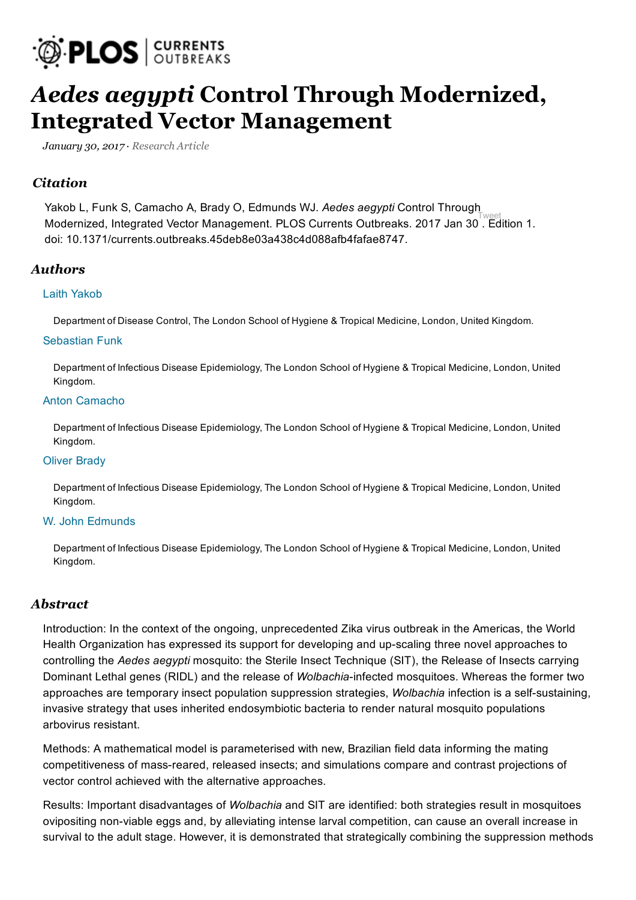# *Aedes aegypti* Control Through Modernized, Integrated Vector Management

*January 30, 2017 · Research Article*

## *Citation*

Yakob L, Funk S, Camacho A, Brady O, Edmunds WJ. *Aedes aegypti* Control Through Modernized, Integrated Vector Management. PLOS Currents Outbreaks. 2017 Jan 30 . Edition 1. doi: 10.1371/currents.outbreaks.45deb8e03a438c4d088afb4fafae8747.

## *Authors*

Laith Yakob

Department of Disease Control, The London School of Hygiene & Tropical Medicine, London, United Kingdom.

Sebastian Funk

Department of Infectious Disease Epidemiology, The London School of Hygiene & Tropical Medicine, London, United Kingdom.

Anton Camacho

Department of Infectious Disease Epidemiology, The London School of Hygiene & Tropical Medicine, London, United Kingdom.

Oliver Brady

Department of Infectious Disease Epidemiology, The London School of Hygiene & Tropical Medicine, London, United Kingdom.

W. John Edmunds

Department of Infectious Disease Epidemiology, The London School of Hygiene & Tropical Medicine, London, United Kingdom.

## *Abstract*

Introduction: In the context of the ongoing, unprecedented Zika virus outbreak in the Americas, the World Health Organization has expressed its support for developing and up-scaling three novel approaches to controlling the *Aedes aegypti* mosquito: the Sterile Insect Technique (SIT), the Release of Insects carrying Dominant Lethal genes (RIDL) and the release of *Wolbachia*-infected mosquitoes. Whereas the former two approaches are temporary insect population suppression strategies, *Wolbachia* infection is a self-sustaining, invasive strategy that uses inherited endosymbiotic bacteria to render natural mosquito populations arbovirus resistant.

Methods: A mathematical model is parameterised with new, Brazilian field data informing the mating competitiveness of mass-reared, released insects; and simulations compare and contrast projections of vector control achieved with the alternative approaches.

Results: Important disadvantages of *Wolbachia* and SIT are identified: both strategies result in mosquitoes ovipositing non-viable eggs and, by alleviating intense larval competition, can cause an overall increase in survival to the adult stage. However, it is demonstrated that strategically combining the suppression methods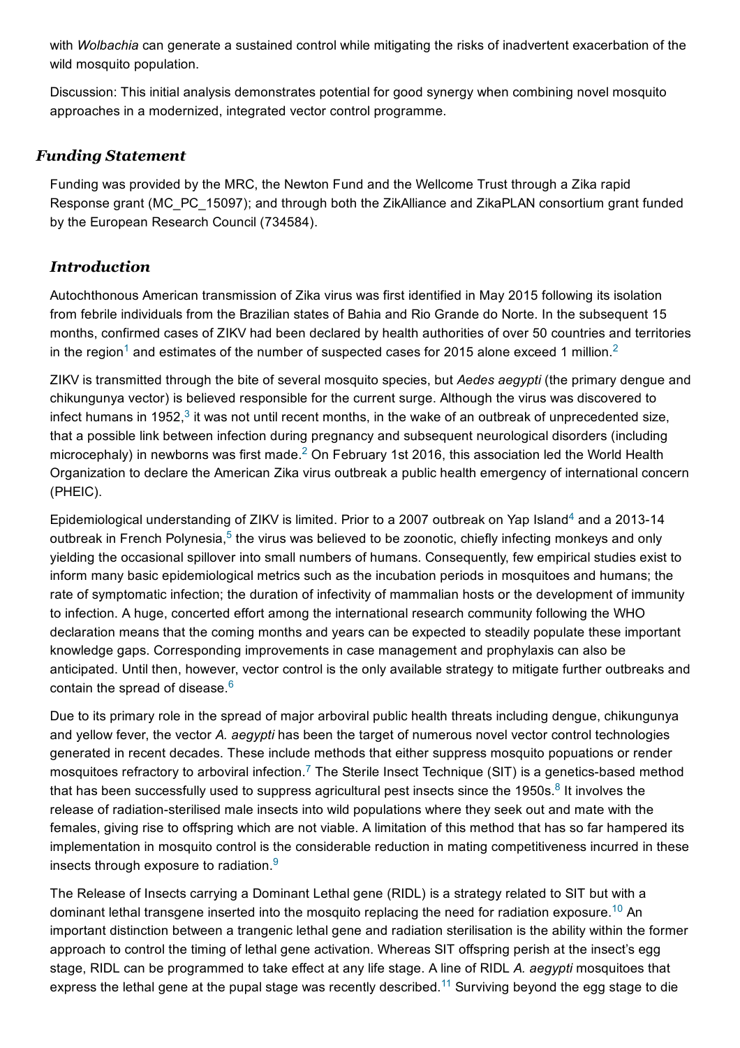with *Wolbachia* can generate a sustained control while mitigating the risks of inadvertent exacerbation of the wild mosquito population.

Discussion: This initial analysis demonstrates potential for good synergy when combining novel mosquito approaches in a modernized, integrated vector control programme.

## *Funding Statement*

Funding was provided by the MRC, the Newton Fund and the Wellcome Trust through a Zika rapid Response grant (MC_PC_15097); and through both the ZikAlliance and ZikaPLAN consortium grant funded by the European Research Council (734584).

## *Introduction*

Autochthonous American transmission of Zika virus was first identified in May 2015 following its isolation from febrile individuals from the Brazilian states of Bahia and Rio Grande do Norte. In the subsequent 15 months, confirmed cases of ZIKV had been declared by health authorities of over 50 countries and territories in the region[1] and estimates of the number of suspected cases for 2015 alone exceed 1 million.[2]

ZIKV is transmitted through the bite of several mosquito species, but *Aedes aegypti* (the primary dengue and chikungunya vector) is believed responsible for the current surge. Although the virus was discovered to infect humans in 1952,[3] it was not until recent months, in the wake of an outbreak of unprecedented size, that a possible link between infection during pregnancy and subsequent neurological disorders (including microcephaly) in newborns was first made.[2] On February 1st 2016, this association led the World Health Organization to declare the American Zika virus outbreak a public health emergency of international concern (PHEIC).

Epidemiological understanding of ZIKV is limited. Prior to a 2007 outbreak on Yap Island[4] and a 2013-14 outbreak in French Polynesia,[5] the virus was believed to be zoonotic, chiefly infecting monkeys and only yielding the occasional spillover into small numbers of humans. Consequently, few empirical studies exist to inform many basic epidemiological metrics such as the incubation periods in mosquitoes and humans; the rate of symptomatic infection; the duration of infectivity of mammalian hosts or the development of immunity to infection. A huge, concerted effort among the international research community following the WHO declaration means that the coming months and years can be expected to steadily populate these important knowledge gaps. Corresponding improvements in case management and prophylaxis can also be anticipated. Until then, however, vector control is the only available strategy to mitigate further outbreaks and contain the spread of disease.[6]

Due to its primary role in the spread of major arboviral public health threats including dengue, chikungunya and yellow fever, the vector *A. aegypti* has been the target of numerous novel vector control technologies generated in recent decades. These include methods that either suppress mosquito popuations or render mosquitoes refractory to arboviral infection.[7] The Sterile Insect Technique (SIT) is a genetics-based method that has been successfully used to suppress agricultural pest insects since the 1950s.[8] It involves the release of radiation-sterilised male insects into wild populations where they seek out and mate with the females, giving rise to offspring which are not viable. A limitation of this method that has so far hampered its implementation in mosquito control is the considerable reduction in mating competitiveness incurred in these insects through exposure to radiation.[9]

The Release of Insects carrying a Dominant Lethal gene (RIDL) is a strategy related to SIT but with a dominant lethal transgene inserted into the mosquito replacing the need for radiation exposure.[10] An important distinction between a trangenic lethal gene and radiation sterilisation is the ability within the former approach to control the timing of lethal gene activation. Whereas SIT offspring perish at the insect's egg stage, RIDL can be programmed to take effect at any life stage. A line of RIDL *A. aegypti* mosquitoes that express the lethal gene at the pupal stage was recently described.[11] Surviving beyond the egg stage to die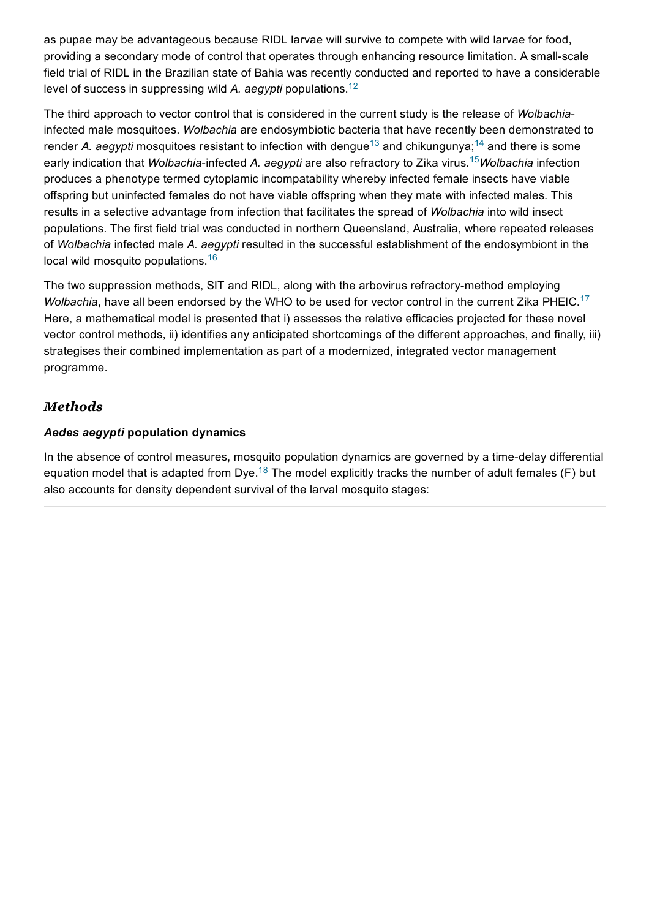as pupae may be advantageous because RIDL larvae will survive to compete with wild larvae for food, providing a secondary mode of control that operates through enhancing resource limitation. A small-scale field trial of RIDL in the Brazilian state of Bahia was recently conducted and reported to have a considerable level of success in suppressing wild *A. aegypti* populations.[12]

The third approach to vector control that is considered in the current study is the release of *Wolbachia*-infected male mosquitoes. *Wolbachia* are endosymbiotic bacteria that have recently been demonstrated to render *A. aegypti* mosquitoes resistant to infection with dengue[13] and chikungunya;[14] and there is some early indication that *Wolbachia*-infected *A. aegypti* are also refractory to Zika virus.[15] *Wolbachia* infection produces a phenotype termed cytoplamic incompatability whereby infected female insects have viable offspring but uninfected females do not have viable offspring when they mate with infected males. This results in a selective advantage from infection that facilitates the spread of *Wolbachia* into wild insect populations. The first field trial was conducted in northern Queensland, Australia, where repeated releases of *Wolbachia* infected male *A. aegypti* resulted in the successful establishment of the endosymbiont in the local wild mosquito populations.[16]

The two suppression methods, SIT and RIDL, along with the arbovirus refractory-method employing *Wolbachia*, have all been endorsed by the WHO to be used for vector control in the current Zika PHEIC.[17] Here, a mathematical model is presented that i) assesses the relative efficacies projected for these novel vector control methods, ii) identifies any anticipated shortcomings of the different approaches, and finally, iii) strategises their combined implementation as part of a modernized, integrated vector management programme.

## Methods

### *Aedes aegypti* population dynamics

In the absence of control measures, mosquito population dynamics are governed by a time-delay differential equation model that is adapted from Dye.[18] The model explicitly tracks the number of adult females (F) but also accounts for density dependent survival of the larval mosquito stages: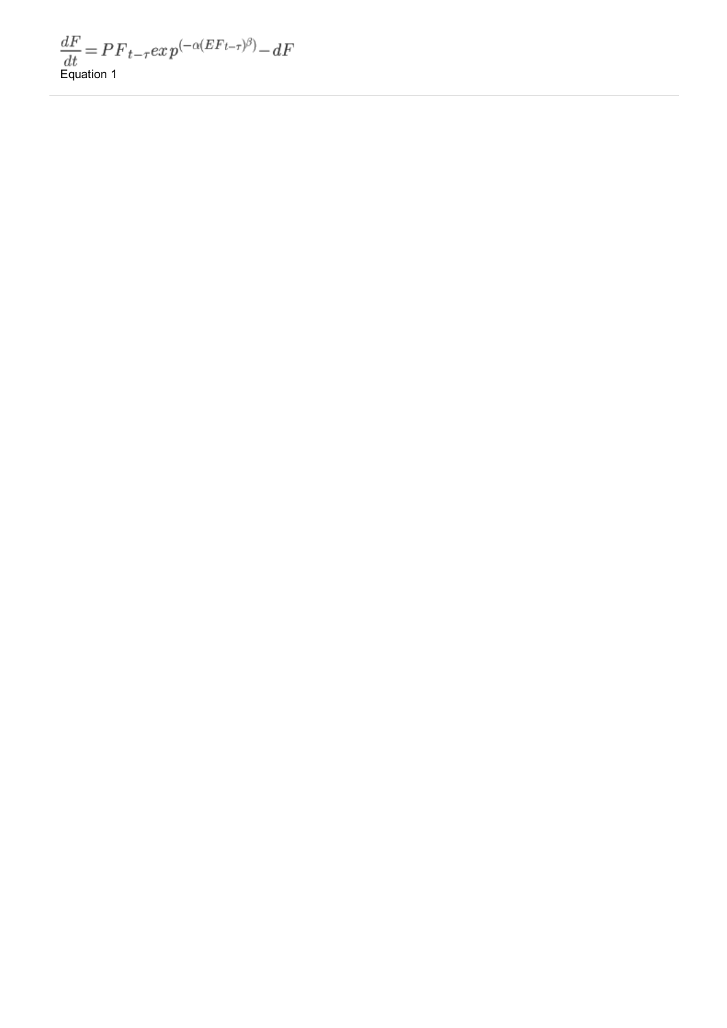$$\frac{dF}{dt} = PF_{t-\tau} exp^{(-\alpha(EF_{t-\tau})^{\beta})} - dF$$

Equation 1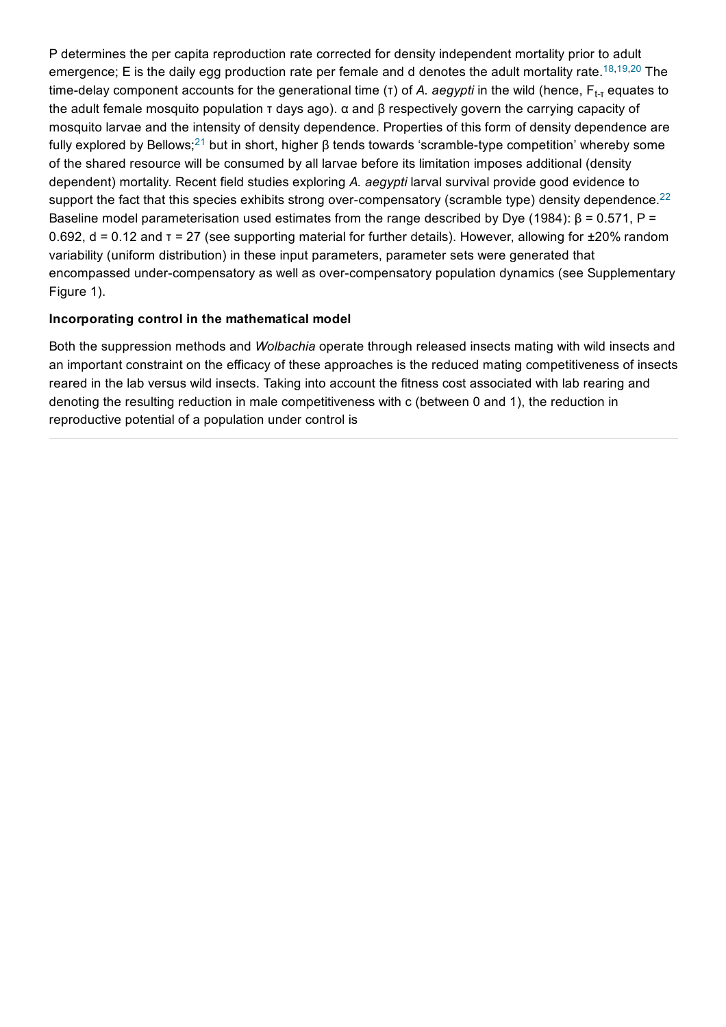P determines the per capita reproduction rate corrected for density independent mortality prior to adult emergence; E is the daily egg production rate per female and d denotes the adult mortality rate.[18,19,20] The time-delay component accounts for the generational time ($\tau$) of *A. aegypti* in the wild (hence, $F_{t-\tau}$ equates to the adult female mosquito population $\tau$ days ago). $\alpha$ and $\beta$ respectively govern the carrying capacity of mosquito larvae and the intensity of density dependence. Properties of this form of density dependence are fully explored by Bellows;[21] but in short, higher $\beta$ tends towards 'scramble-type competition' whereby some of the shared resource will be consumed by all larvae before its limitation imposes additional (density dependent) mortality. Recent field studies exploring *A. aegypti* larval survival provide good evidence to support the fact that this species exhibits strong over-compensatory (scramble type) density dependence.[22] Baseline model parameterisation used estimates from the range described by Dye (1984): $\beta = 0.571$, $P = 0.692$, $d = 0.12$ and $\tau = 27$ (see supporting material for further details). However, allowing for ±20% random variability (uniform distribution) in these input parameters, parameter sets were generated that encompassed under-compensatory as well as over-compensatory population dynamics (see Supplementary Figure 1).

**Incorporating control in the mathematical model**

Both the suppression methods and *Wolbachia* operate through released insects mating with wild insects and an important constraint on the efficacy of these approaches is the reduced mating competitiveness of insects reared in the lab versus wild insects. Taking into account the fitness cost associated with lab rearing and denoting the resulting reduction in male competitiveness with c (between 0 and 1), the reduction in reproductive potential of a population under control is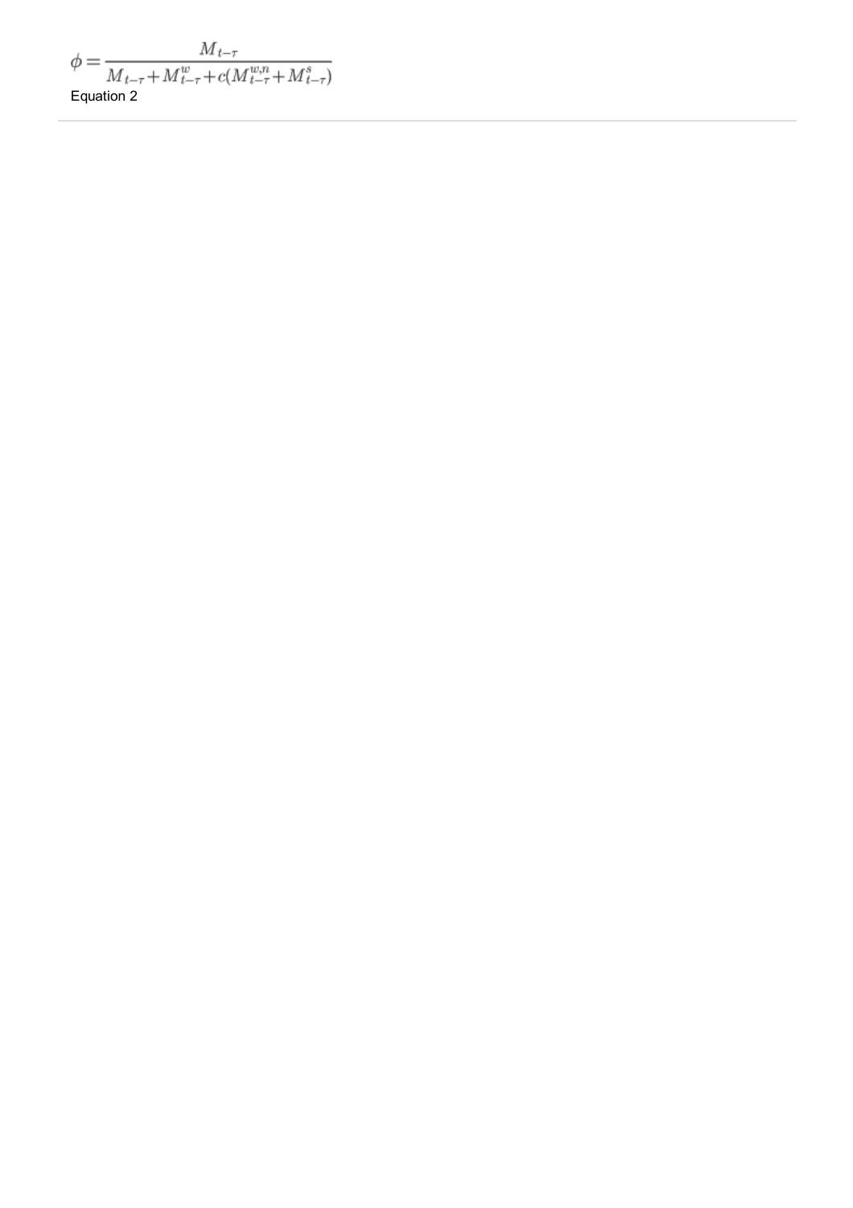$$\phi = \frac{M_{t-\tau}}{M_{t-\tau} + M^{w}_{t-\tau} + c(M^{w,n}_{t-\tau} + M^{s}_{t-\tau})}$$

Equation 2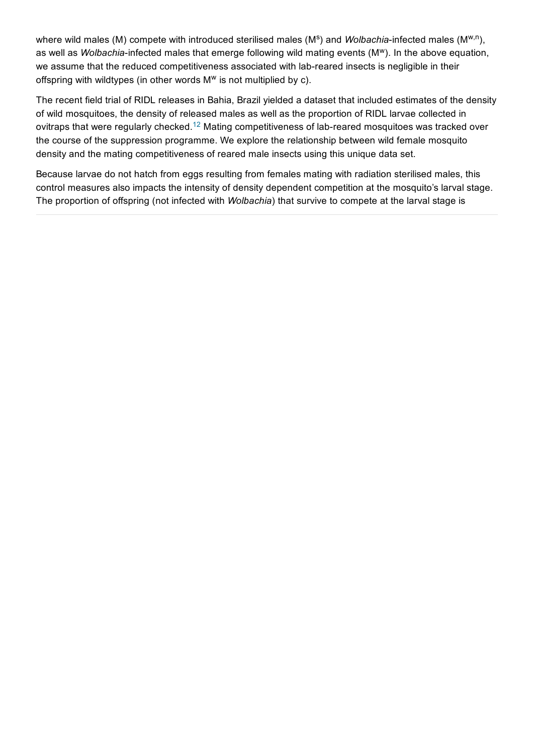where wild males (M) compete with introduced sterilised males ($M^s$) and *Wolbachia*-infected males ($M^{w,n}$), as well as *Wolbachia*-infected males that emerge following wild mating events ($M^w$). In the above equation, we assume that the reduced competitiveness associated with lab-reared insects is negligible in their offspring with wildtypes (in other words $M^w$ is not multiplied by c).

The recent field trial of RIDL releases in Bahia, Brazil yielded a dataset that included estimates of the density of wild mosquitoes, the density of released males as well as the proportion of RIDL larvae collected in ovitraps that were regularly checked.[12] Mating competitiveness of lab-reared mosquitoes was tracked over the course of the suppression programme. We explore the relationship between wild female mosquito density and the mating competitiveness of reared male insects using this unique data set.

Because larvae do not hatch from eggs resulting from females mating with radiation sterilised males, this control measures also impacts the intensity of density dependent competition at the mosquito's larval stage. The proportion of offspring (not infected with *Wolbachia*) that survive to compete at the larval stage is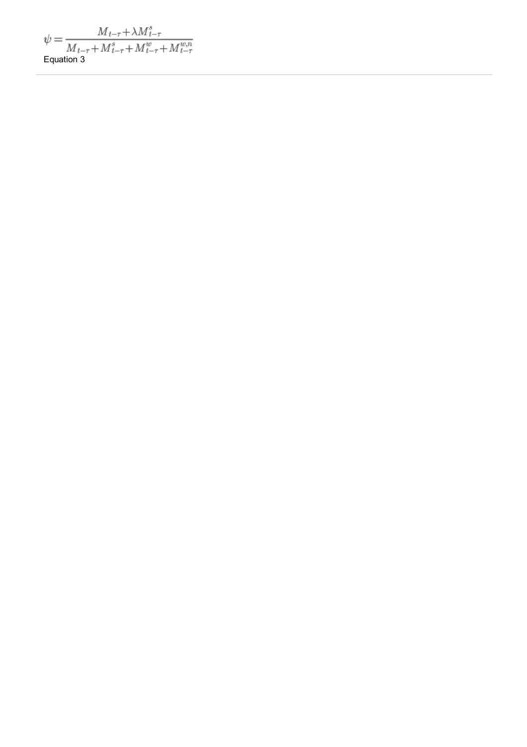$$\psi = \frac{M_{t-\tau} + \lambda M^{s}_{t-\tau}}{M_{t-\tau} + M^{s}_{t-\tau} + M^{w}_{t-\tau} + M^{w,n}_{t-\tau}}$$

Equation 3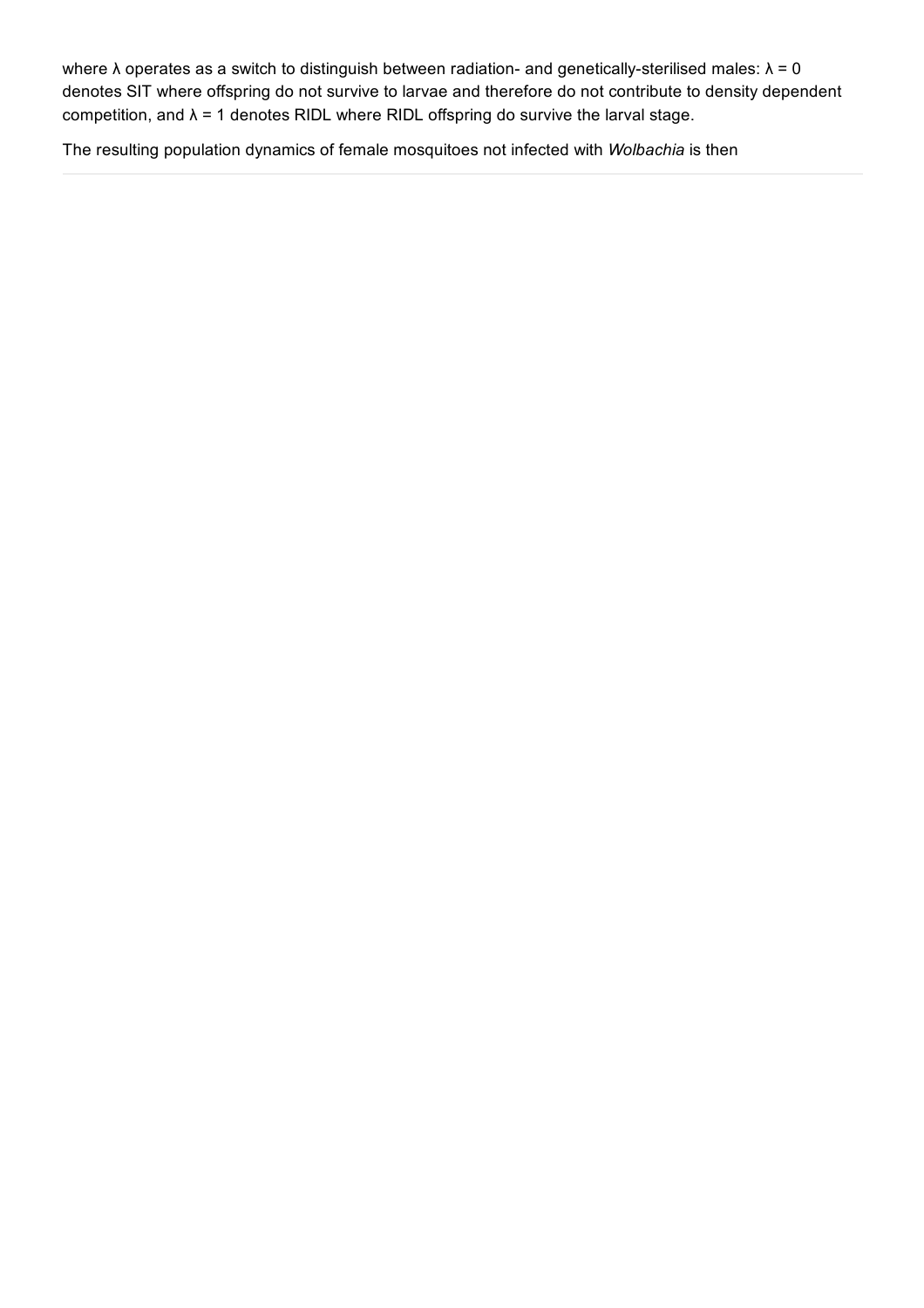where $\lambda$ operates as a switch to distinguish between radiation- and genetically-sterilised males: $\lambda = 0$ denotes SIT where offspring do not survive to larvae and therefore do not contribute to density dependent competition, and $\lambda = 1$ denotes RIDL where RIDL offspring do survive the larval stage.

The resulting population dynamics of female mosquitoes not infected with *Wolbachia* is then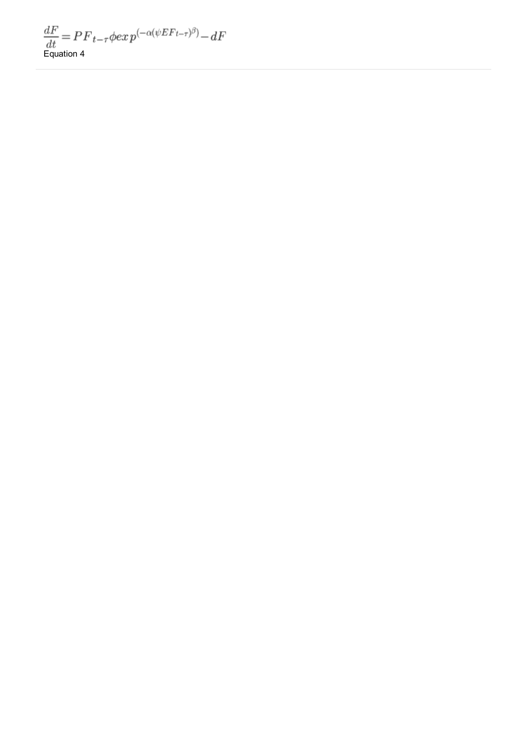$$\frac{dF}{dt} = PF_{t-\tau}\phi exp^{(-\alpha(\psi EF_{t-\tau})^{\beta})} - dF$$

Equation 4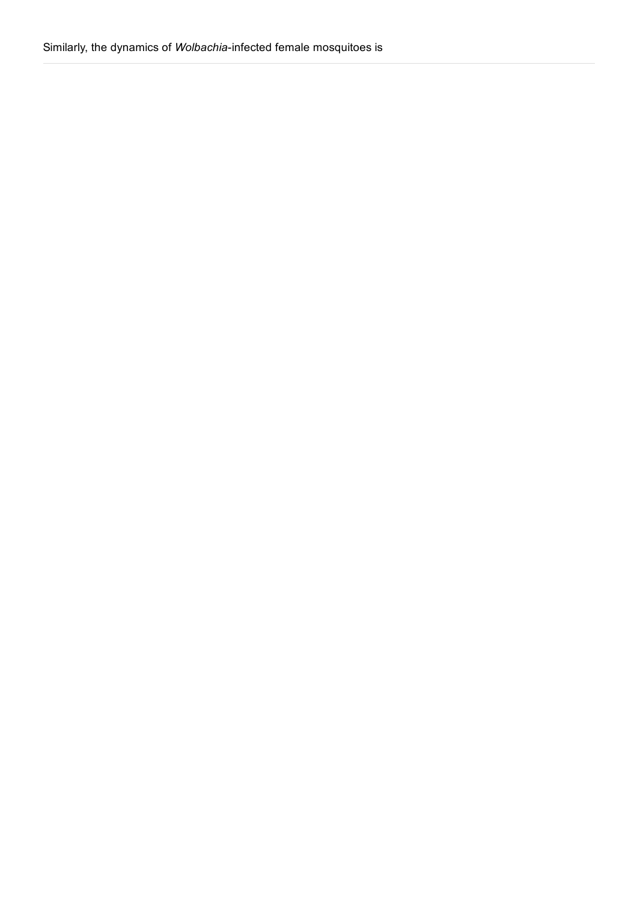Similarly, the dynamics of *Wolbachia*-infected female mosquitoes is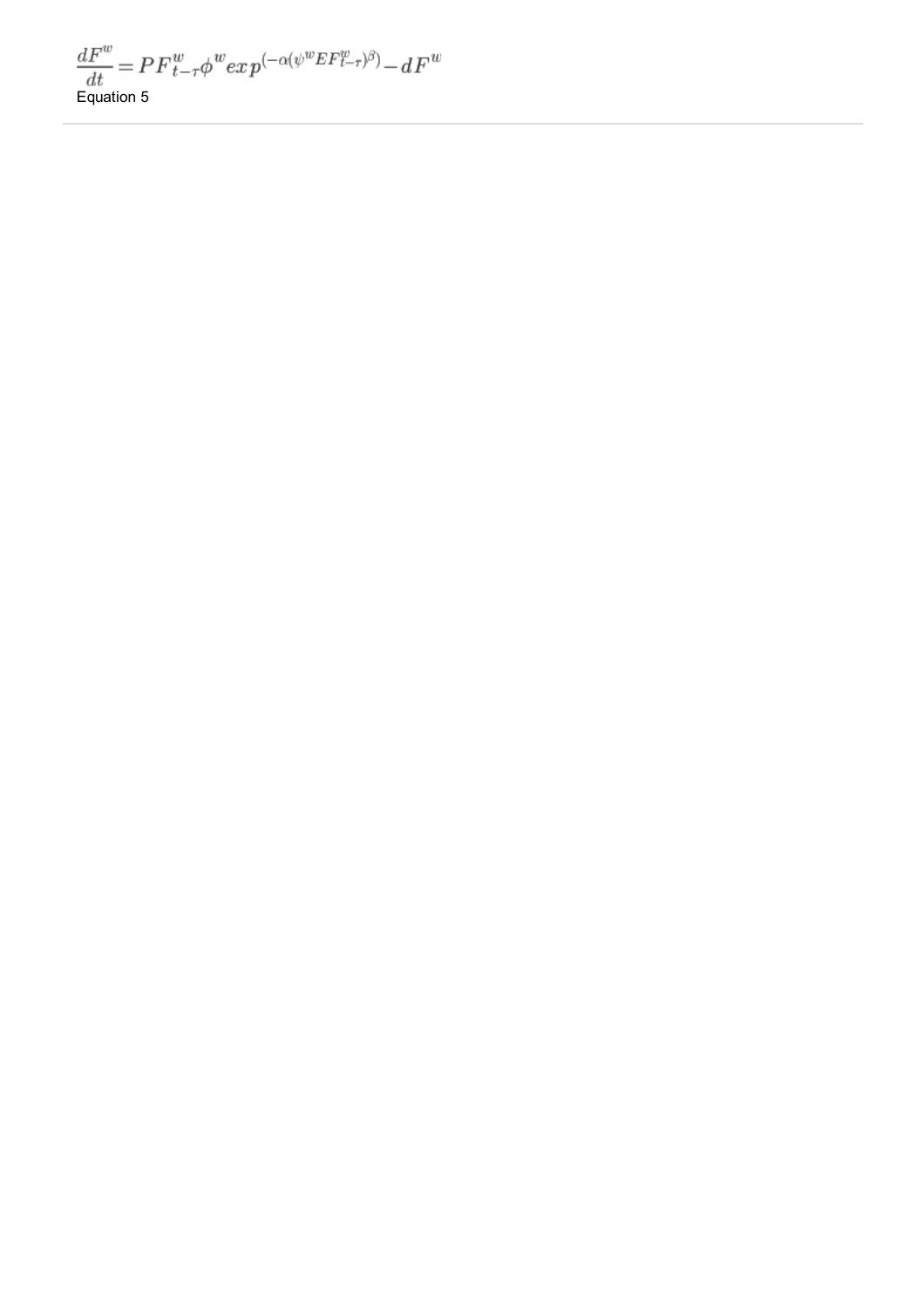$$\frac{dF^w}{dt} = PF^w_{t-\tau}\phi^w exp^{(-\alpha(\psi^w EF^w_{t-\tau})^\beta)} - dF^w$$

Equation 5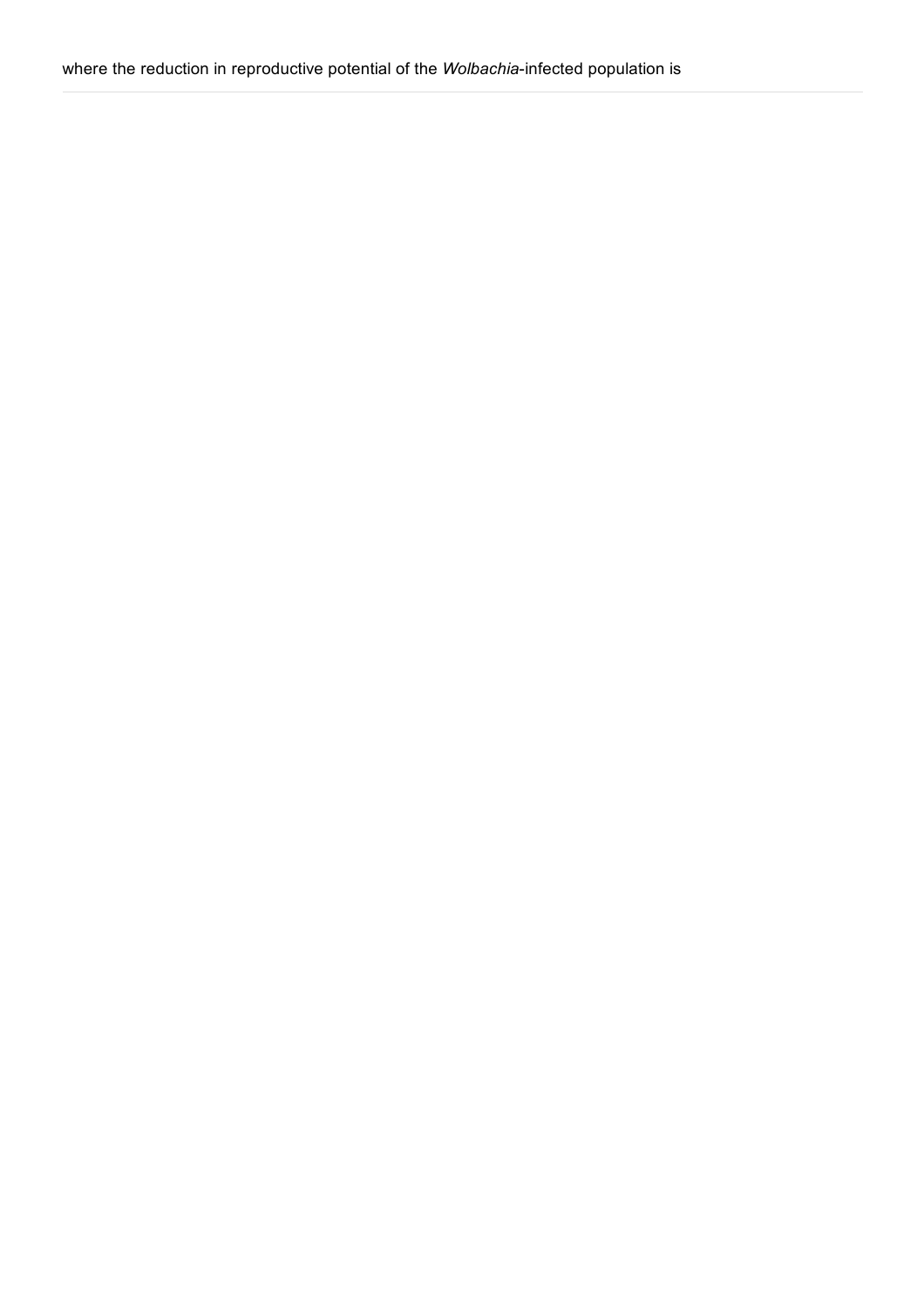where the reduction in reproductive potential of the *Wolbachia*-infected population is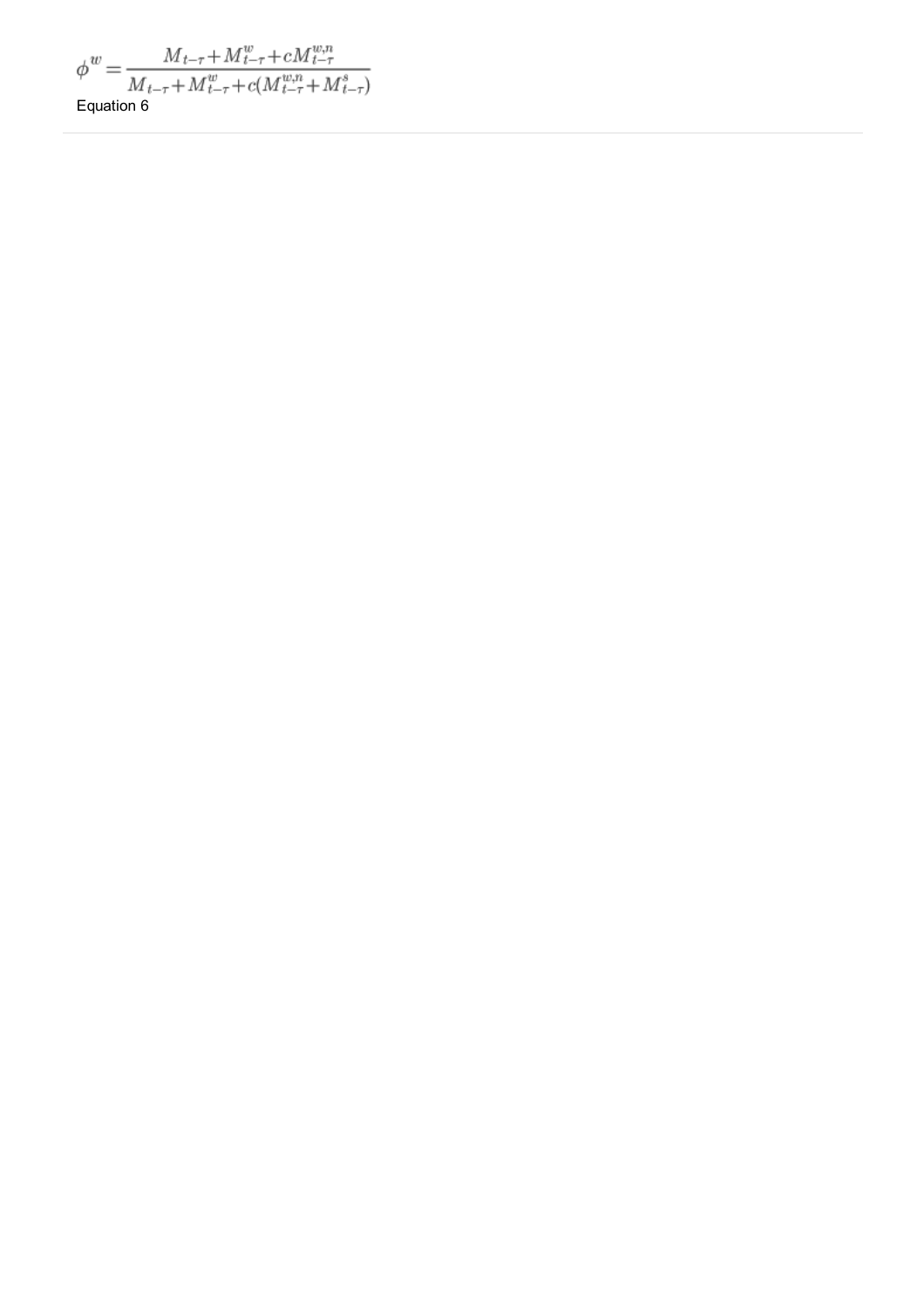$$\phi^{w} = \frac{M_{t-\tau} + M^{w}_{t-\tau} + cM^{w,n}_{t-\tau}}{M_{t-\tau} + M^{w}_{t-\tau} + c(M^{w,n}_{t-\tau} + M^{s}_{t-\tau})}$$

Equation 6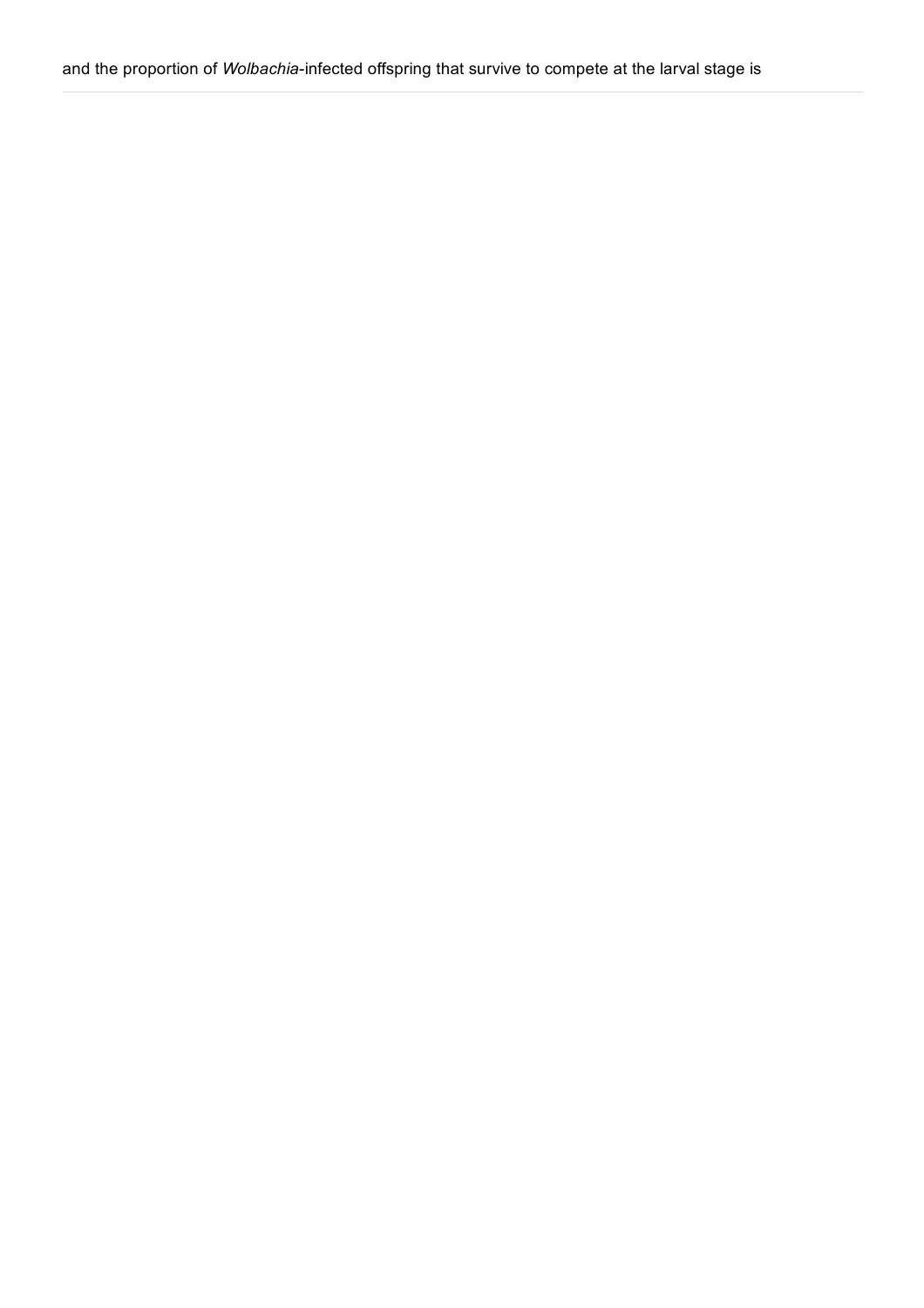and the proportion of *Wolbachia*-infected offspring that survive to compete at the larval stage is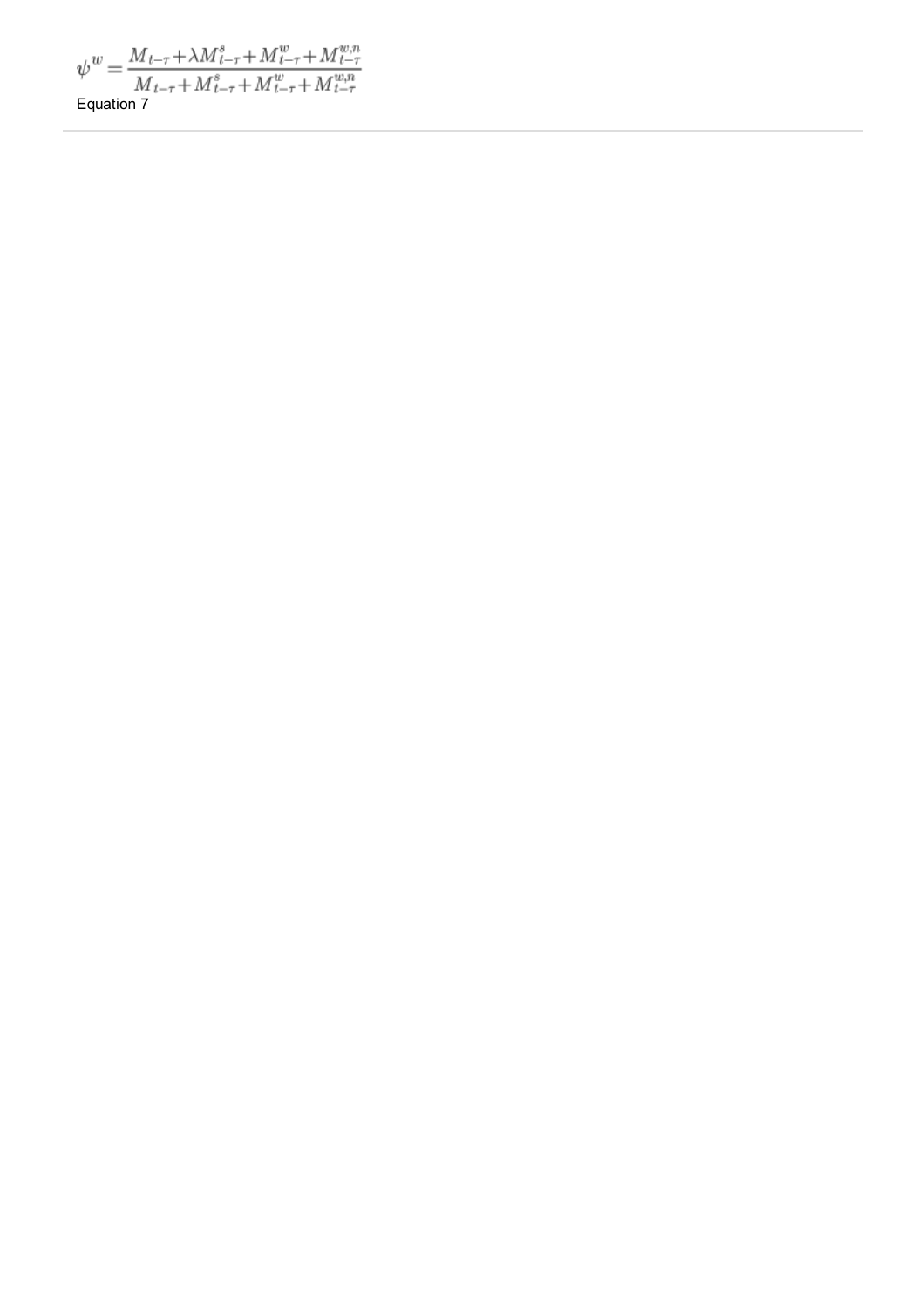$$\psi^w = \frac{M_{t-\tau} + \lambda M^s_{t-\tau} + M^w_{t-\tau} + M^{w,n}_{t-\tau}}{M_{t-\tau} + M^s_{t-\tau} + M^w_{t-\tau} + M^{w,n}_{t-\tau}}$$

Equation 7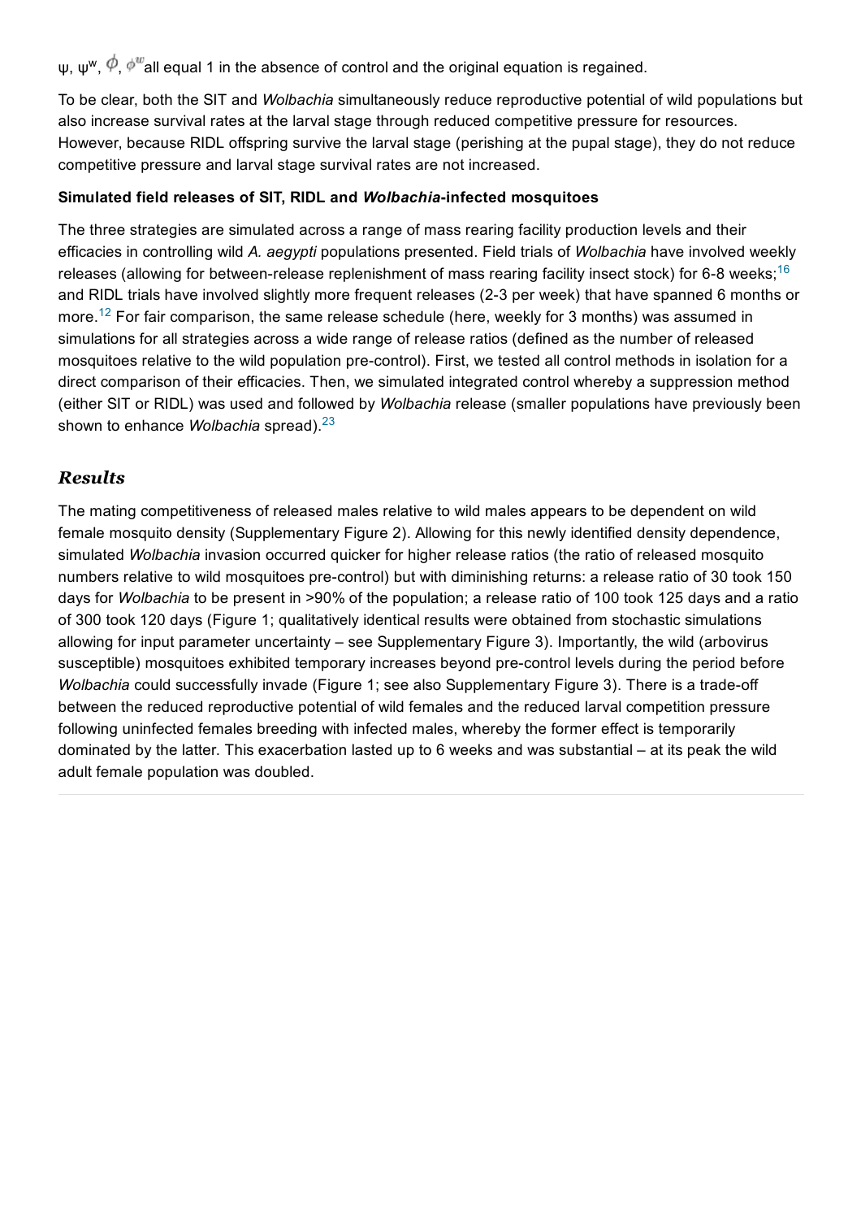$\psi$, $\psi^w$, $\phi$, $\phi^w$ all equal 1 in the absence of control and the original equation is regained.

To be clear, both the SIT and *Wolbachia* simultaneously reduce reproductive potential of wild populations but also increase survival rates at the larval stage through reduced competitive pressure for resources. However, because RIDL offspring survive the larval stage (perishing at the pupal stage), they do not reduce competitive pressure and larval stage survival rates are not increased.

**Simulated field releases of SIT, RIDL and *Wolbachia*-infected mosquitoes**

The three strategies are simulated across a range of mass rearing facility production levels and their efficacies in controlling wild *A. aegypti* populations presented. Field trials of *Wolbachia* have involved weekly releases (allowing for between-release replenishment of mass rearing facility insect stock) for 6-8 weeks;[16] and RIDL trials have involved slightly more frequent releases (2-3 per week) that have spanned 6 months or more.[12] For fair comparison, the same release schedule (here, weekly for 3 months) was assumed in simulations for all strategies across a wide range of release ratios (defined as the number of released mosquitoes relative to the wild population pre-control). First, we tested all control methods in isolation for a direct comparison of their efficacies. Then, we simulated integrated control whereby a suppression method (either SIT or RIDL) was used and followed by *Wolbachia* release (smaller populations have previously been shown to enhance *Wolbachia* spread).[23]

## *Results*

The mating competitiveness of released males relative to wild males appears to be dependent on wild female mosquito density (Supplementary Figure 2). Allowing for this newly identified density dependence, simulated *Wolbachia* invasion occurred quicker for higher release ratios (the ratio of released mosquito numbers relative to wild mosquitoes pre-control) but with diminishing returns: a release ratio of 30 took 150 days for *Wolbachia* to be present in >90% of the population; a release ratio of 100 took 125 days and a ratio of 300 took 120 days (Figure 1; qualitatively identical results were obtained from stochastic simulations allowing for input parameter uncertainty – see Supplementary Figure 3). Importantly, the wild (arbovirus susceptible) mosquitoes exhibited temporary increases beyond pre-control levels during the period before *Wolbachia* could successfully invade (Figure 1; see also Supplementary Figure 3). There is a trade-off between the reduced reproductive potential of wild females and the reduced larval competition pressure following uninfected females breeding with infected males, whereby the former effect is temporarily dominated by the latter. This exacerbation lasted up to 6 weeks and was substantial – at its peak the wild adult female population was doubled.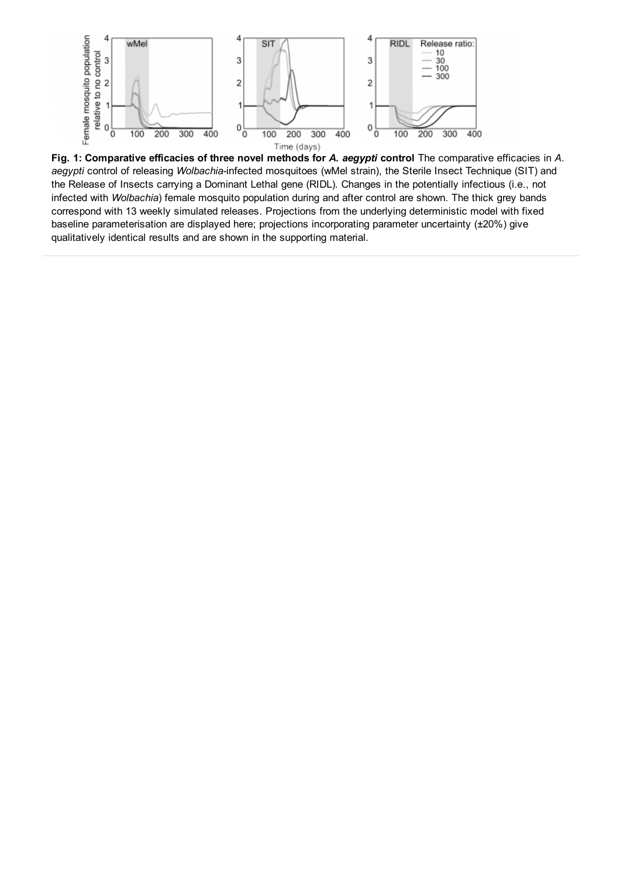**Fig. 1: Comparative efficacies of three novel methods for *A. aegypti* control** The comparative efficacies in *A. aegypti* control of releasing *Wolbachia*-infected mosquitoes (wMel strain), the Sterile Insect Technique (SIT) and the Release of Insects carrying a Dominant Lethal gene (RIDL). Changes in the potentially infectious (i.e., not infected with *Wolbachia*) female mosquito population during and after control are shown. The thick grey bands correspond with 13 weekly simulated releases. Projections from the underlying deterministic model with fixed baseline parameterisation are displayed here; projections incorporating parameter uncertainty (±20%) give qualitatively identical results and are shown in the supporting material.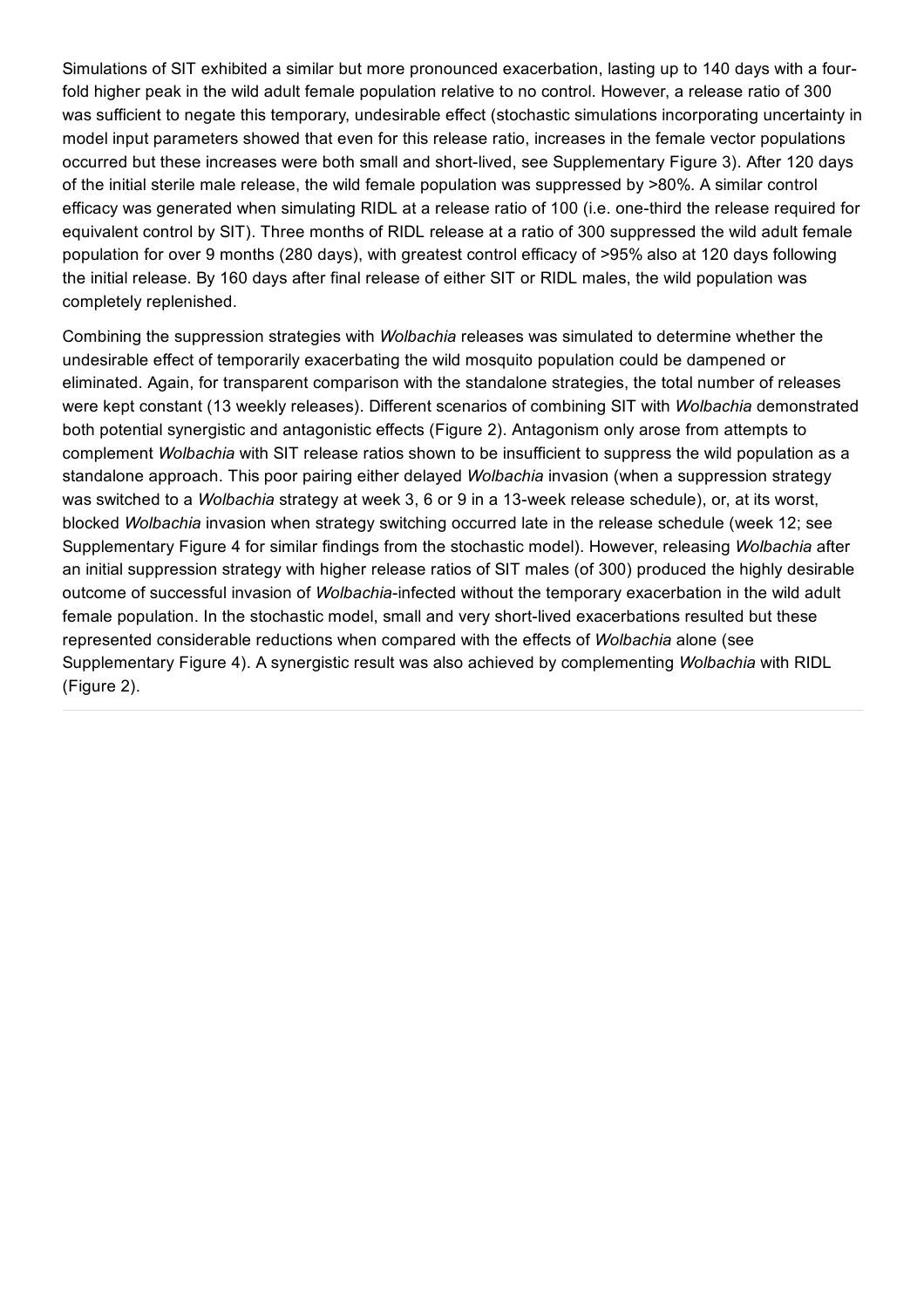Simulations of SIT exhibited a similar but more pronounced exacerbation, lasting up to 140 days with a four-fold higher peak in the wild adult female population relative to no control. However, a release ratio of 300 was sufficient to negate this temporary, undesirable effect (stochastic simulations incorporating uncertainty in model input parameters showed that even for this release ratio, increases in the female vector populations occurred but these increases were both small and short-lived, see Supplementary Figure 3). After 120 days of the initial sterile male release, the wild female population was suppressed by >80%. A similar control efficacy was generated when simulating RIDL at a release ratio of 100 (i.e. one-third the release required for equivalent control by SIT). Three months of RIDL release at a ratio of 300 suppressed the wild adult female population for over 9 months (280 days), with greatest control efficacy of >95% also at 120 days following the initial release. By 160 days after final release of either SIT or RIDL males, the wild population was completely replenished.

Combining the suppression strategies with *Wolbachia* releases was simulated to determine whether the undesirable effect of temporarily exacerbating the wild mosquito population could be dampened or eliminated. Again, for transparent comparison with the standalone strategies, the total number of releases were kept constant (13 weekly releases). Different scenarios of combining SIT with *Wolbachia* demonstrated both potential synergistic and antagonistic effects (Figure 2). Antagonism only arose from attempts to complement *Wolbachia* with SIT release ratios shown to be insufficient to suppress the wild population as a standalone approach. This poor pairing either delayed *Wolbachia* invasion (when a suppression strategy was switched to a *Wolbachia* strategy at week 3, 6 or 9 in a 13-week release schedule), or, at its worst, blocked *Wolbachia* invasion when strategy switching occurred late in the release schedule (week 12; see Supplementary Figure 4 for similar findings from the stochastic model). However, releasing *Wolbachia* after an initial suppression strategy with higher release ratios of SIT males (of 300) produced the highly desirable outcome of successful invasion of *Wolbachia*-infected without the temporary exacerbation in the wild adult female population. In the stochastic model, small and very short-lived exacerbations resulted but these represented considerable reductions when compared with the effects of *Wolbachia* alone (see Supplementary Figure 4). A synergistic result was also achieved by complementing *Wolbachia* with RIDL (Figure 2).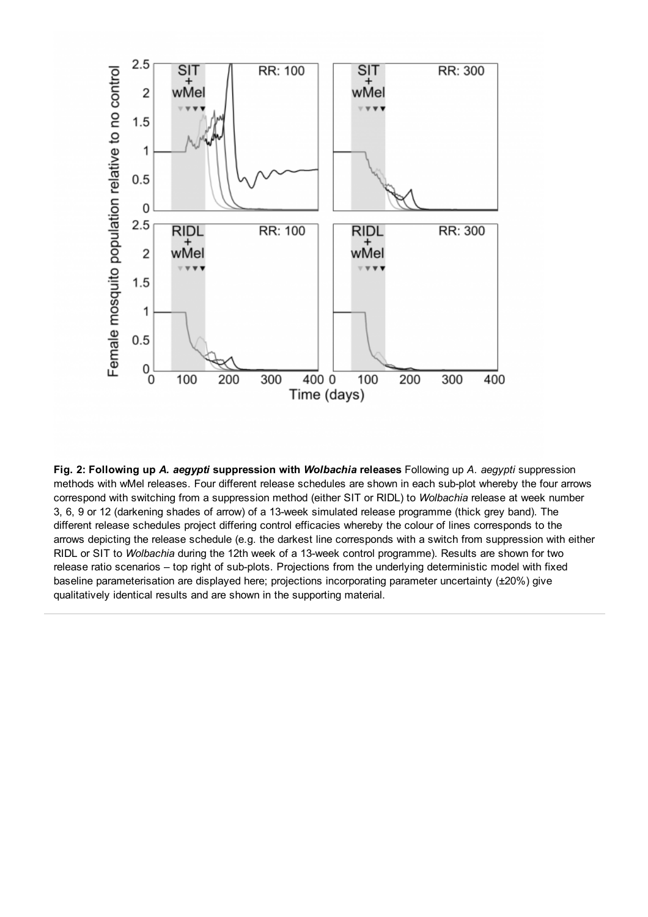**Fig. 2: Following up *A. aegypti* suppression with *Wolbachia* releases** Following up *A. aegypti* suppression methods with wMel releases. Four different release schedules are shown in each sub-plot whereby the four arrows correspond with switching from a suppression method (either SIT or RIDL) to *Wolbachia* release at week number 3, 6, 9 or 12 (darkening shades of arrow) of a 13-week simulated release programme (thick grey band). The different release schedules project differing control efficacies whereby the colour of lines corresponds to the arrows depicting the release schedule (e.g. the darkest line corresponds with a switch from suppression with either RIDL or SIT to *Wolbachia* during the 12th week of a 13-week control programme). Results are shown for two release ratio scenarios – top right of sub-plots. Projections from the underlying deterministic model with fixed baseline parameterisation are displayed here; projections incorporating parameter uncertainty (±20%) give qualitatively identical results and are shown in the supporting material.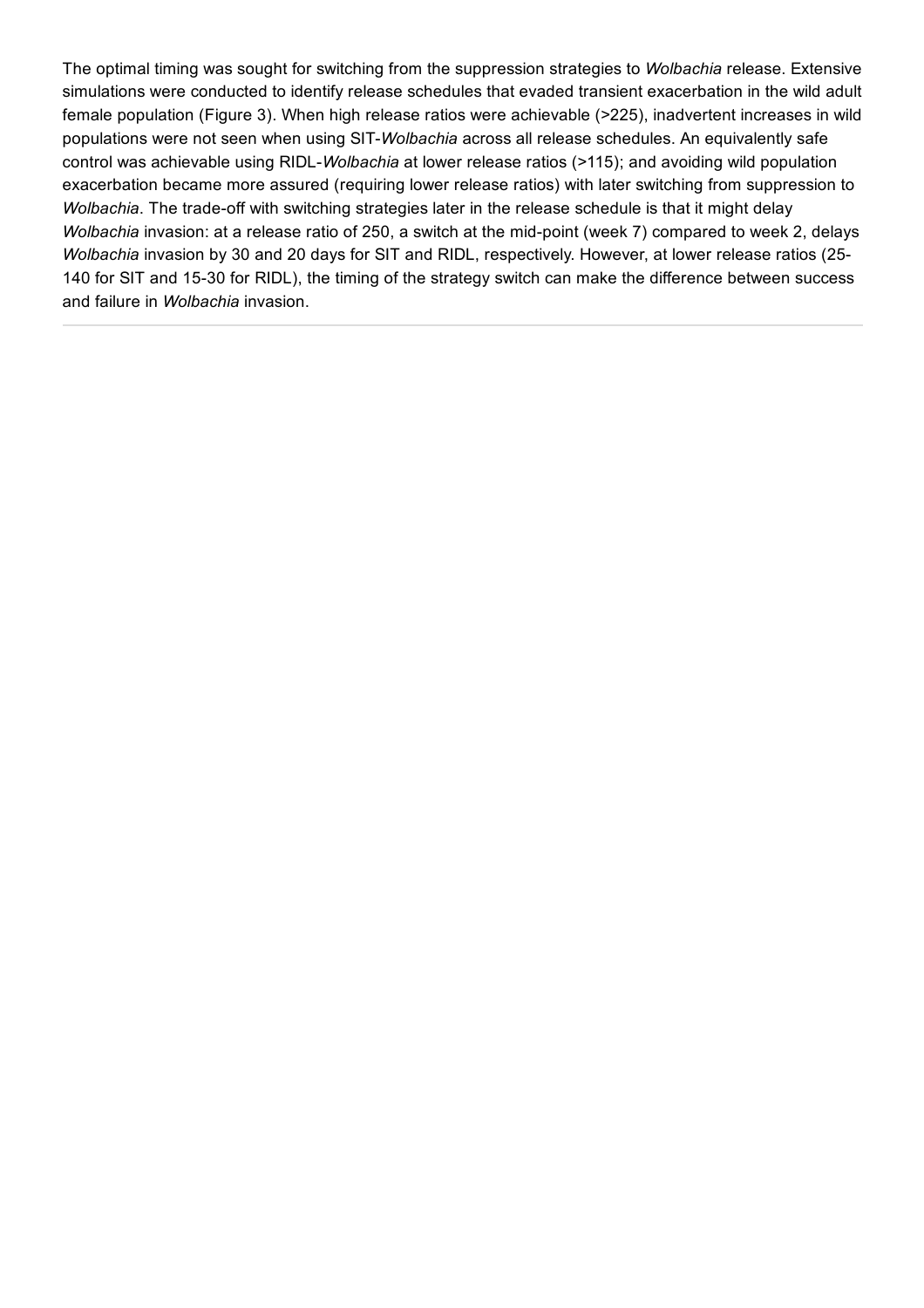The optimal timing was sought for switching from the suppression strategies to *Wolbachia* release. Extensive simulations were conducted to identify release schedules that evaded transient exacerbation in the wild adult female population (Figure 3). When high release ratios were achievable (>225), inadvertent increases in wild populations were not seen when using SIT-*Wolbachia* across all release schedules. An equivalently safe control was achievable using RIDL-*Wolbachia* at lower release ratios (>115); and avoiding wild population exacerbation became more assured (requiring lower release ratios) with later switching from suppression to *Wolbachia*. The trade-off with switching strategies later in the release schedule is that it might delay *Wolbachia* invasion: at a release ratio of 250, a switch at the mid-point (week 7) compared to week 2, delays *Wolbachia* invasion by 30 and 20 days for SIT and RIDL, respectively. However, at lower release ratios (25-140 for SIT and 15-30 for RIDL), the timing of the strategy switch can make the difference between success and failure in *Wolbachia* invasion.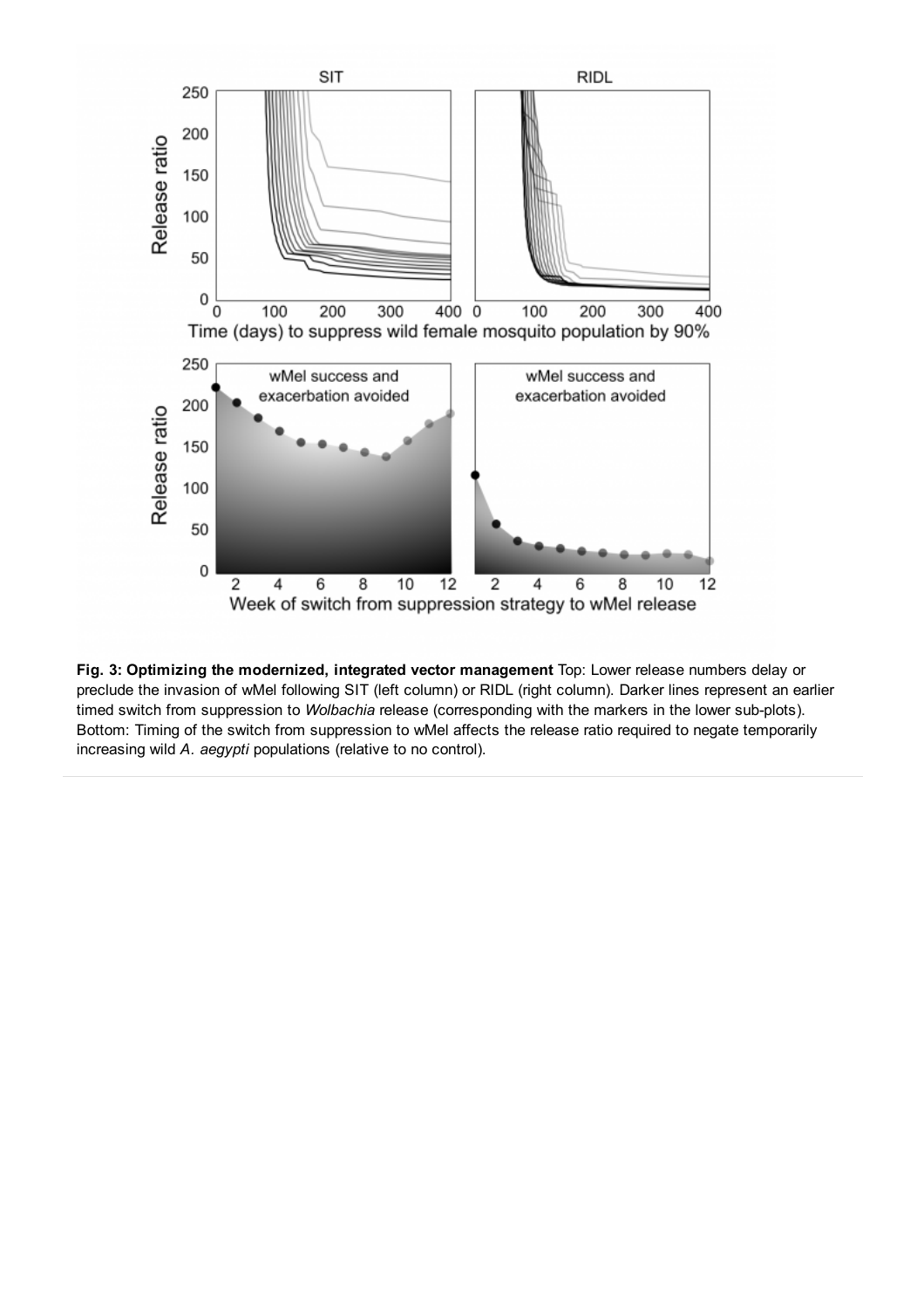**Fig. 3: Optimizing the modernized, integrated vector management** Top: Lower release numbers delay or preclude the invasion of wMel following SIT (left column) or RIDL (right column). Darker lines represent an earlier timed switch from suppression to *Wolbachia* release (corresponding with the markers in the lower sub-plots). Bottom: Timing of the switch from suppression to wMel affects the release ratio required to negate temporarily increasing wild *A. aegypti* populations (relative to no control).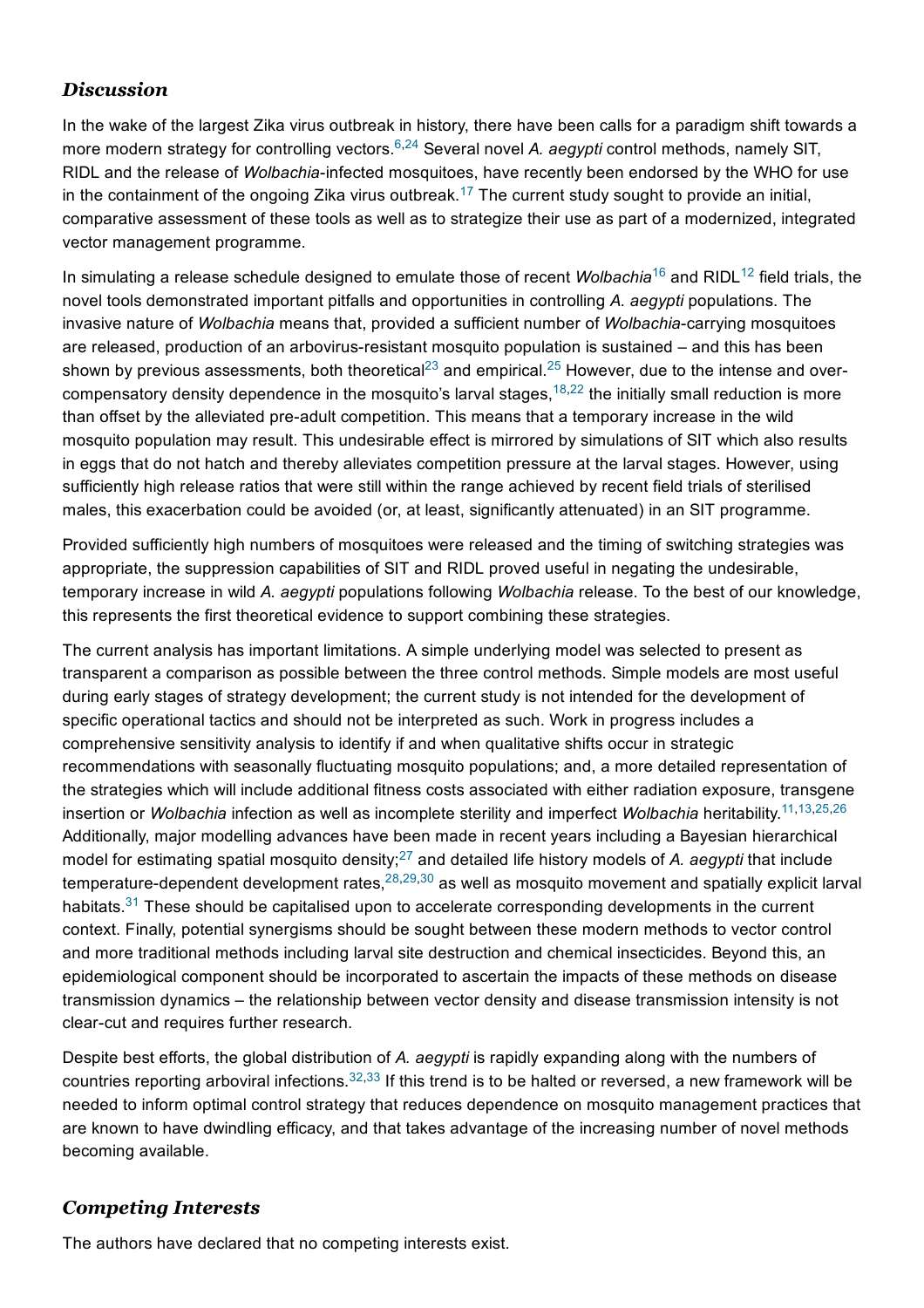## *Discussion*

In the wake of the largest Zika virus outbreak in history, there have been calls for a paradigm shift towards a more modern strategy for controlling vectors.[6,24] Several novel *A. aegypti* control methods, namely SIT, RIDL and the release of *Wolbachia*-infected mosquitoes, have recently been endorsed by the WHO for use in the containment of the ongoing Zika virus outbreak.[17] The current study sought to provide an initial, comparative assessment of these tools as well as to strategize their use as part of a modernized, integrated vector management programme.

In simulating a release schedule designed to emulate those of recent *Wolbachia*[16] and RIDL[12] field trials, the novel tools demonstrated important pitfalls and opportunities in controlling *A. aegypti* populations. The invasive nature of *Wolbachia* means that, provided a sufficient number of *Wolbachia*-carrying mosquitoes are released, production of an arbovirus-resistant mosquito population is sustained – and this has been shown by previous assessments, both theoretical[23] and empirical.[25] However, due to the intense and over-compensatory density dependence in the mosquito's larval stages,[18,22] the initially small reduction is more than offset by the alleviated pre-adult competition. This means that a temporary increase in the wild mosquito population may result. This undesirable effect is mirrored by simulations of SIT which also results in eggs that do not hatch and thereby alleviates competition pressure at the larval stages. However, using sufficiently high release ratios that were still within the range achieved by recent field trials of sterilised males, this exacerbation could be avoided (or, at least, significantly attenuated) in an SIT programme.

Provided sufficiently high numbers of mosquitoes were released and the timing of switching strategies was appropriate, the suppression capabilities of SIT and RIDL proved useful in negating the undesirable, temporary increase in wild *A. aegypti* populations following *Wolbachia* release. To the best of our knowledge, this represents the first theoretical evidence to support combining these strategies.

The current analysis has important limitations. A simple underlying model was selected to present as transparent a comparison as possible between the three control methods. Simple models are most useful during early stages of strategy development; the current study is not intended for the development of specific operational tactics and should not be interpreted as such. Work in progress includes a comprehensive sensitivity analysis to identify if and when qualitative shifts occur in strategic recommendations with seasonally fluctuating mosquito populations; and, a more detailed representation of the strategies which will include additional fitness costs associated with either radiation exposure, transgene insertion or *Wolbachia* infection as well as incomplete sterility and imperfect *Wolbachia* heritability.[11,13,25,26] Additionally, major modelling advances have been made in recent years including a Bayesian hierarchical model for estimating spatial mosquito density;[27] and detailed life history models of *A. aegypti* that include temperature-dependent development rates,[28,29,30] as well as mosquito movement and spatially explicit larval habitats.[31] These should be capitalised upon to accelerate corresponding developments in the current context. Finally, potential synergisms should be sought between these modern methods to vector control and more traditional methods including larval site destruction and chemical insecticides. Beyond this, an epidemiological component should be incorporated to ascertain the impacts of these methods on disease transmission dynamics – the relationship between vector density and disease transmission intensity is not clear-cut and requires further research.

Despite best efforts, the global distribution of *A. aegypti* is rapidly expanding along with the numbers of countries reporting arboviral infections.[32,33] If this trend is to be halted or reversed, a new framework will be needed to inform optimal control strategy that reduces dependence on mosquito management practices that are known to have dwindling efficacy, and that takes advantage of the increasing number of novel methods becoming available.

## *Competing Interests*

The authors have declared that no competing interests exist.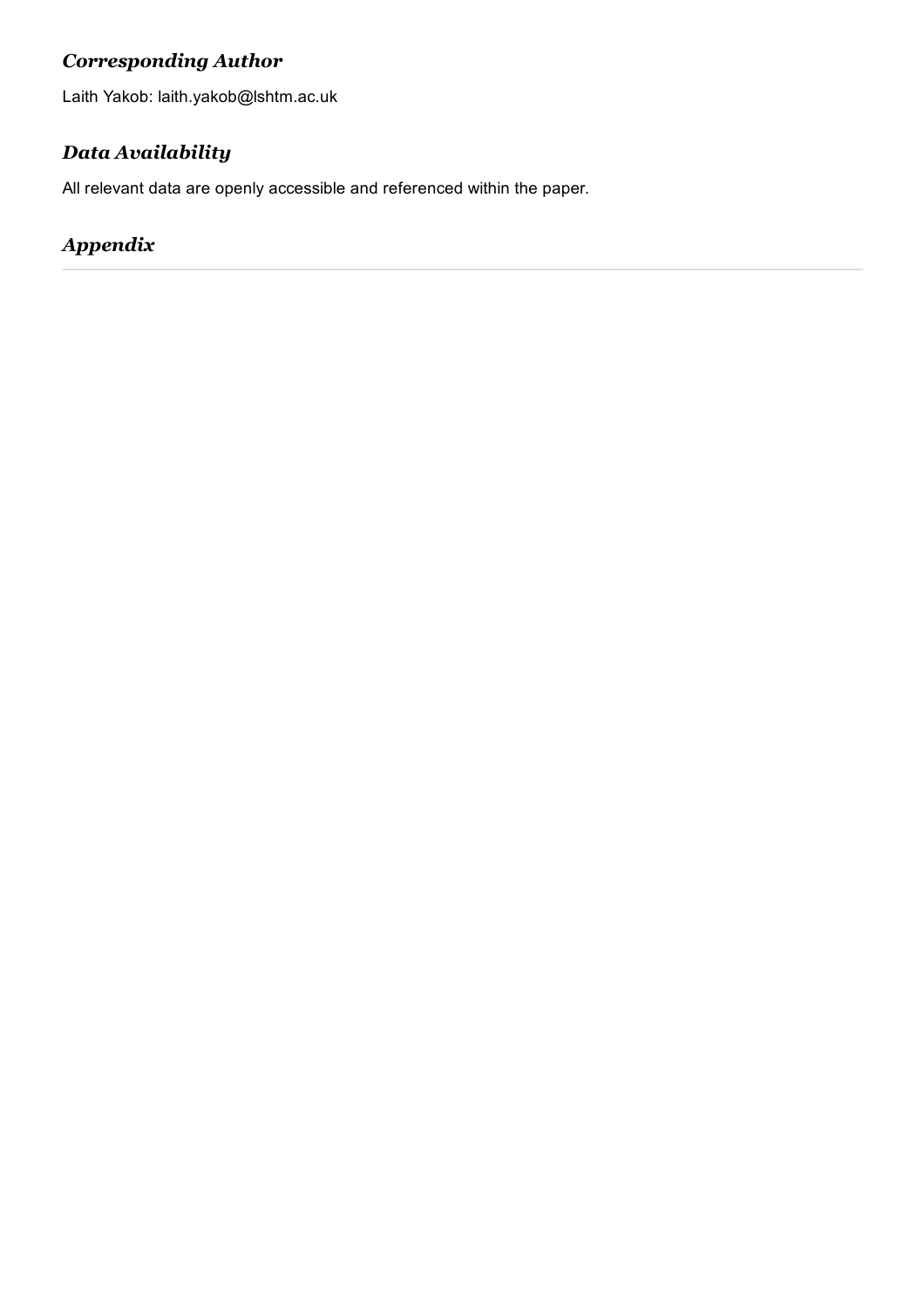### *Corresponding Author*

Laith Yakob: laith.yakob@lshtm.ac.uk

### *Data Availability*

All relevant data are openly accessible and referenced within the paper.

### *Appendix*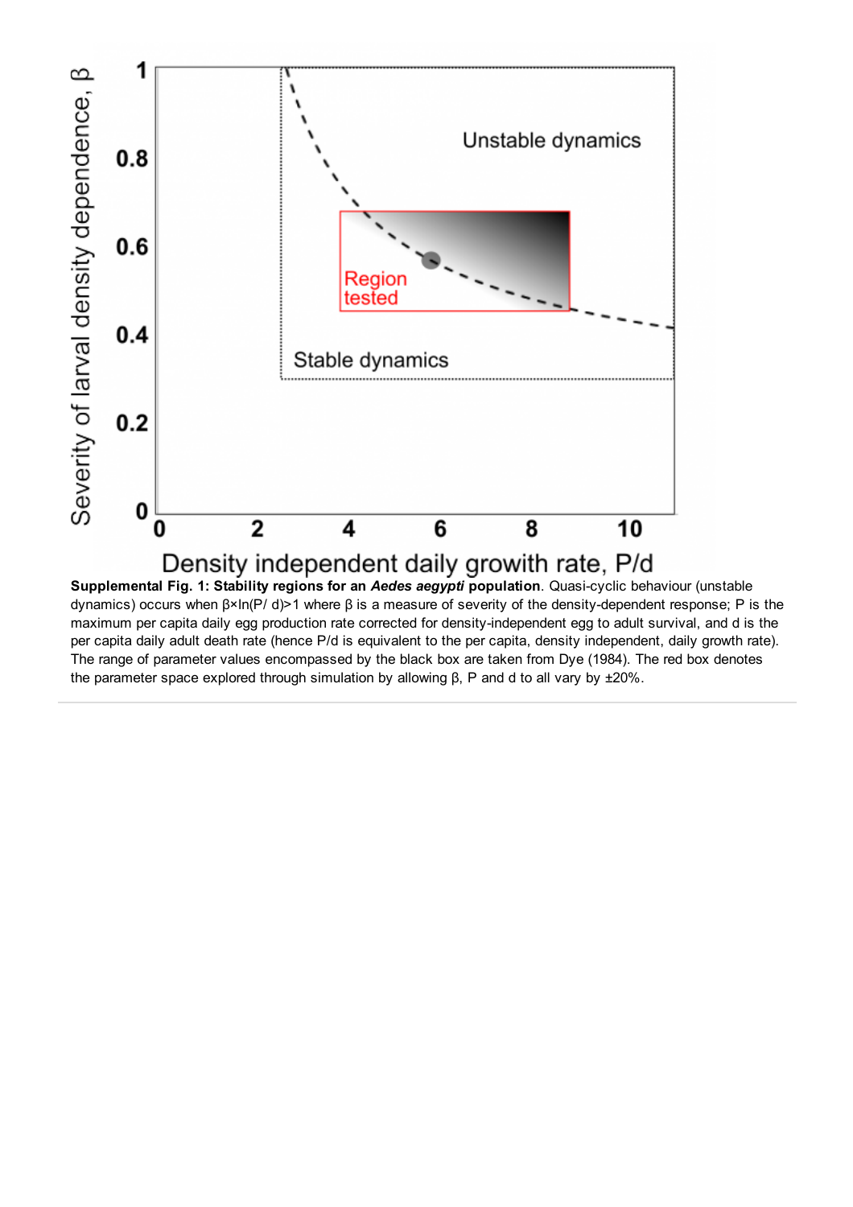**Supplemental Fig. 1: Stability regions for an *Aedes aegypti* population**. Quasi-cyclic behaviour (unstable dynamics) occurs when $\beta \times \ln(P/d) > 1$ where $\beta$ is a measure of severity of the density-dependent response; P is the maximum per capita daily egg production rate corrected for density-independent egg to adult survival, and d is the per capita daily adult death rate (hence P/d is equivalent to the per capita, density independent, daily growth rate). The range of parameter values encompassed by the black box are taken from Dye (1984). The red box denotes the parameter space explored through simulation by allowing $\beta$, P and d to all vary by ±20%.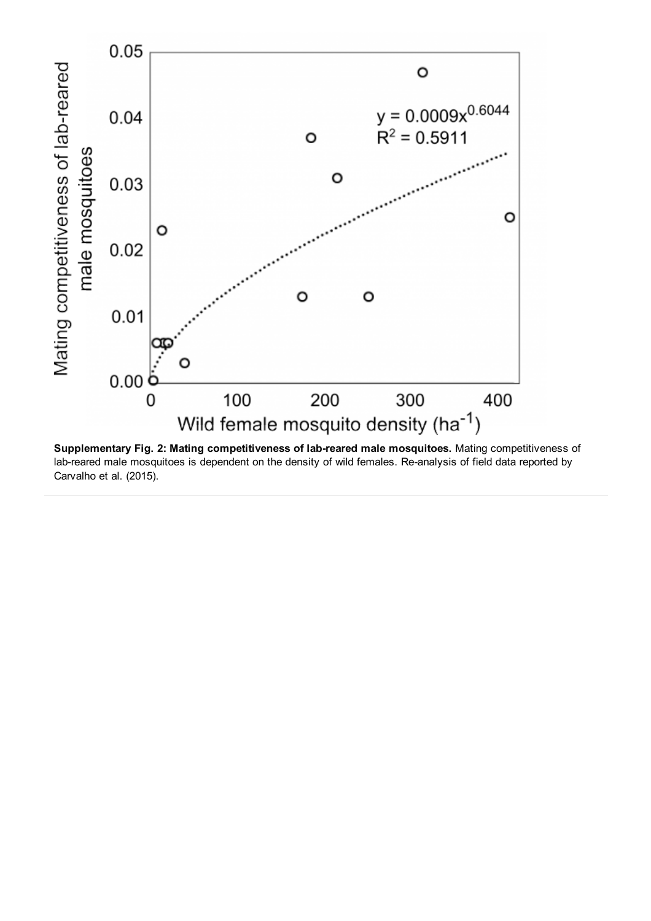**Supplementary Fig. 2: Mating competitiveness of lab-reared male mosquitoes.** Mating competitiveness of lab-reared male mosquitoes is dependent on the density of wild females. Re-analysis of field data reported by Carvalho et al. (2015).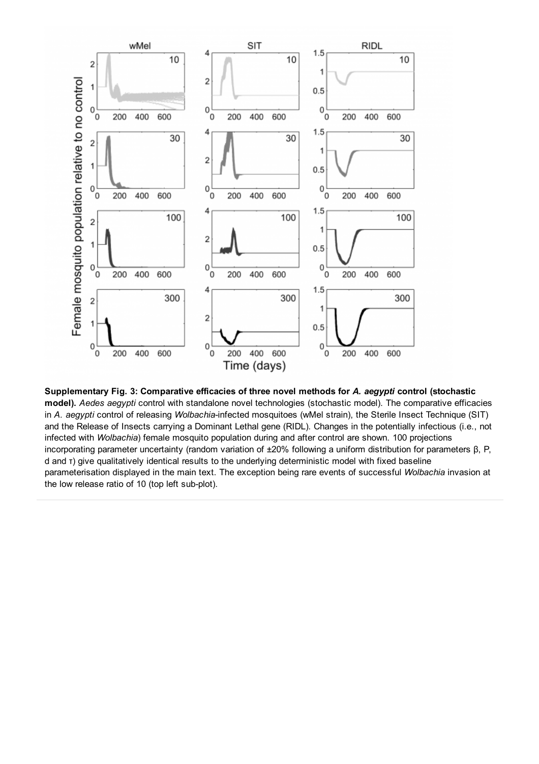**Supplementary Fig. 3: Comparative efficacies of three novel methods for *A. aegypti* control (stochastic model).** *Aedes aegypti* control with standalone novel technologies (stochastic model). The comparative efficacies in *A. aegypti* control of releasing *Wolbachia*-infected mosquitoes (wMel strain), the Sterile Insect Technique (SIT) and the Release of Insects carrying a Dominant Lethal gene (RIDL). Changes in the potentially infectious (i.e., not infected with *Wolbachia*) female mosquito population during and after control are shown. 100 projections incorporating parameter uncertainty (random variation of ±20% following a uniform distribution for parameters β, P, d and τ) give qualitatively identical results to the underlying deterministic model with fixed baseline parameterisation displayed in the main text. The exception being rare events of successful *Wolbachia* invasion at the low release ratio of 10 (top left sub-plot).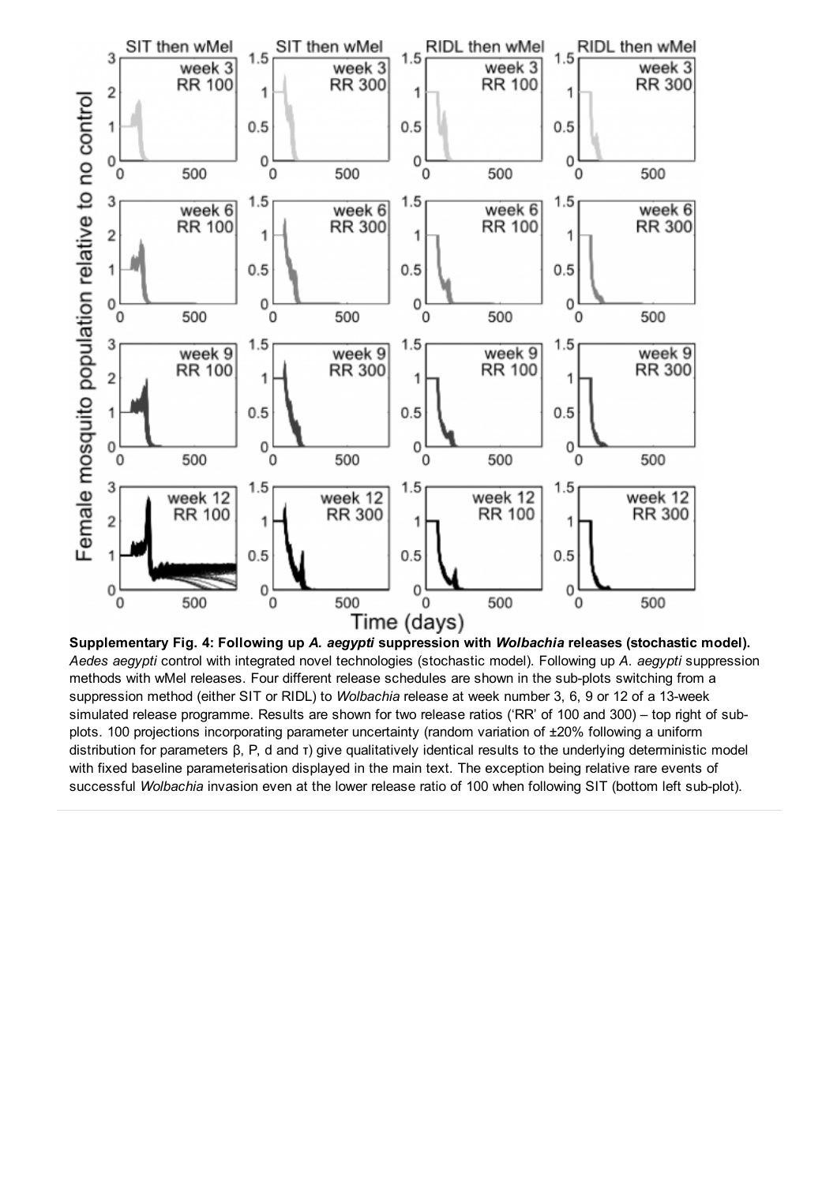**Supplementary Fig. 4: Following up *A. aegypti* suppression with *Wolbachia* releases (stochastic model).** *Aedes aegypti* control with integrated novel technologies (stochastic model). Following up *A. aegypti* suppression methods with wMel releases. Four different release schedules are shown in the sub-plots switching from a suppression method (either SIT or RIDL) to *Wolbachia* release at week number 3, 6, 9 or 12 of a 13-week simulated release programme. Results are shown for two release ratios ('RR' of 100 and 300) – top right of sub-plots. 100 projections incorporating parameter uncertainty (random variation of ±20% following a uniform distribution for parameters β, P, d and τ) give qualitatively identical results to the underlying deterministic model with fixed baseline parameterisation displayed in the main text. The exception being relative rare events of successful *Wolbachia* invasion even at the lower release ratio of 100 when following SIT (bottom left sub-plot).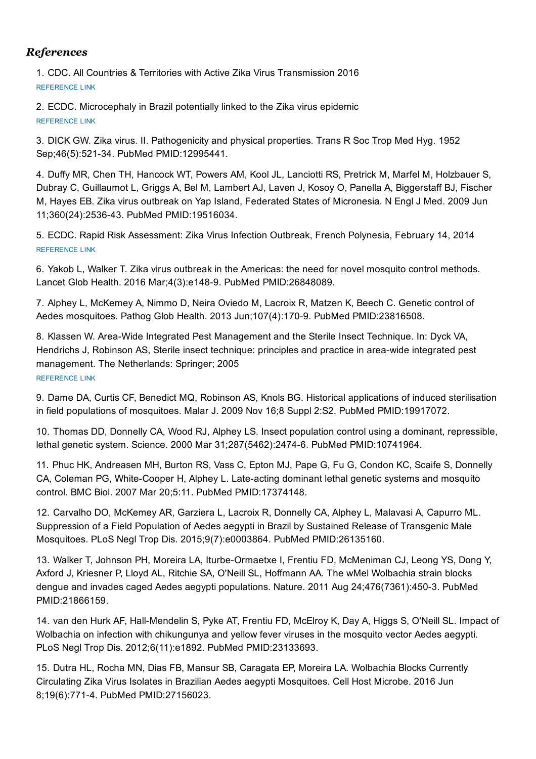### *References*

1. CDC. All Countries & Territories with Active Zika Virus Transmission 2016
REFERENCE LINK

2. ECDC. Microcephaly in Brazil potentially linked to the Zika virus epidemic
REFERENCE LINK

3. DICK GW. Zika virus. II. Pathogenicity and physical properties. Trans R Soc Trop Med Hyg. 1952 Sep;46(5):521-34. PubMed PMID:12995441.

4. Duffy MR, Chen TH, Hancock WT, Powers AM, Kool JL, Lanciotti RS, Pretrick M, Marfel M, Holzbauer S, Dubray C, Guillaumot L, Griggs A, Bel M, Lambert AJ, Laven J, Kosoy O, Panella A, Biggerstaff BJ, Fischer M, Hayes EB. Zika virus outbreak on Yap Island, Federated States of Micronesia. N Engl J Med. 2009 Jun 11;360(24):2536-43. PubMed PMID:19516034.

5. ECDC. Rapid Risk Assessment: Zika Virus Infection Outbreak, French Polynesia, February 14, 2014
REFERENCE LINK

6. Yakob L, Walker T. Zika virus outbreak in the Americas: the need for novel mosquito control methods. Lancet Glob Health. 2016 Mar;4(3):e148-9. PubMed PMID:26848089.

7. Alphey L, McKemey A, Nimmo D, Neira Oviedo M, Lacroix R, Matzen K, Beech C. Genetic control of Aedes mosquitoes. Pathog Glob Health. 2013 Jun;107(4):170-9. PubMed PMID:23816508.

8. Klassen W. Area-Wide Integrated Pest Management and the Sterile Insect Technique. In: Dyck VA, Hendrichs J, Robinson AS, Sterile insect technique: principles and practice in area-wide integrated pest management. The Netherlands: Springer; 2005
REFERENCE LINK

9. Dame DA, Curtis CF, Benedict MQ, Robinson AS, Knols BG. Historical applications of induced sterilisation in field populations of mosquitoes. Malar J. 2009 Nov 16;8 Suppl 2:S2. PubMed PMID:19917072.

10. Thomas DD, Donnelly CA, Wood RJ, Alphey LS. Insect population control using a dominant, repressible, lethal genetic system. Science. 2000 Mar 31;287(5462):2474-6. PubMed PMID:10741964.

11. Phuc HK, Andreasen MH, Burton RS, Vass C, Epton MJ, Pape G, Fu G, Condon KC, Scaife S, Donnelly CA, Coleman PG, White-Cooper H, Alphey L. Late-acting dominant lethal genetic systems and mosquito control. BMC Biol. 2007 Mar 20;5:11. PubMed PMID:17374148.

12. Carvalho DO, McKemey AR, Garziera L, Lacroix R, Donnelly CA, Alphey L, Malavasi A, Capurro ML. Suppression of a Field Population of Aedes aegypti in Brazil by Sustained Release of Transgenic Male Mosquitoes. PLoS Negl Trop Dis. 2015;9(7):e0003864. PubMed PMID:26135160.

13. Walker T, Johnson PH, Moreira LA, Iturbe-Ormaetxe I, Frentiu FD, McMeniman CJ, Leong YS, Dong Y, Axford J, Kriesner P, Lloyd AL, Ritchie SA, O'Neill SL, Hoffmann AA. The wMel Wolbachia strain blocks dengue and invades caged Aedes aegypti populations. Nature. 2011 Aug 24;476(7361):450-3. PubMed PMID:21866159.

14. van den Hurk AF, Hall-Mendelin S, Pyke AT, Frentiu FD, McElroy K, Day A, Higgs S, O'Neill SL. Impact of Wolbachia on infection with chikungunya and yellow fever viruses in the mosquito vector Aedes aegypti. PLoS Negl Trop Dis. 2012;6(11):e1892. PubMed PMID:23133693.

15. Dutra HL, Rocha MN, Dias FB, Mansur SB, Caragata EP, Moreira LA. Wolbachia Blocks Currently Circulating Zika Virus Isolates in Brazilian Aedes aegypti Mosquitoes. Cell Host Microbe. 2016 Jun 8;19(6):771-4. PubMed PMID:27156023.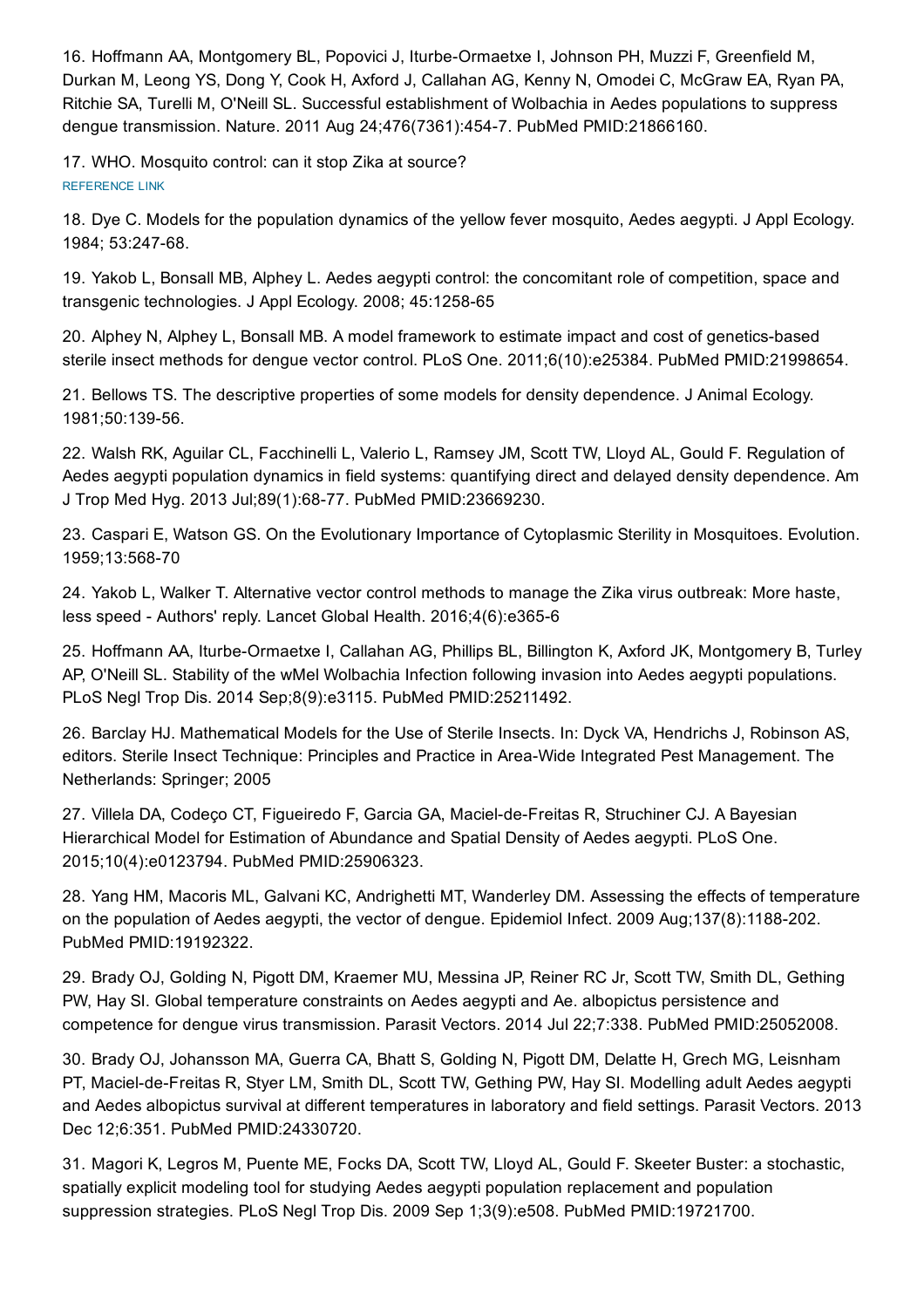16. Hoffmann AA, Montgomery BL, Popovici J, Iturbe-Ormaetxe I, Johnson PH, Muzzi F, Greenfield M, Durkan M, Leong YS, Dong Y, Cook H, Axford J, Callahan AG, Kenny N, Omodei C, McGraw EA, Ryan PA, Ritchie SA, Turelli M, O'Neill SL. Successful establishment of Wolbachia in Aedes populations to suppress dengue transmission. Nature. 2011 Aug 24;476(7361):454-7. PubMed PMID:21866160.

17. WHO. Mosquito control: can it stop Zika at source?
REFERENCE LINK

18. Dye C. Models for the population dynamics of the yellow fever mosquito, Aedes aegypti. J Appl Ecology. 1984; 53:247-68.

19. Yakob L, Bonsall MB, Alphey L. Aedes aegypti control: the concomitant role of competition, space and transgenic technologies. J Appl Ecology. 2008; 45:1258-65

20. Alphey N, Alphey L, Bonsall MB. A model framework to estimate impact and cost of genetics-based sterile insect methods for dengue vector control. PLoS One. 2011;6(10):e25384. PubMed PMID:21998654.

21. Bellows TS. The descriptive properties of some models for density dependence. J Animal Ecology. 1981;50:139-56.

22. Walsh RK, Aguilar CL, Facchinelli L, Valerio L, Ramsey JM, Scott TW, Lloyd AL, Gould F. Regulation of Aedes aegypti population dynamics in field systems: quantifying direct and delayed density dependence. Am J Trop Med Hyg. 2013 Jul;89(1):68-77. PubMed PMID:23669230.

23. Caspari E, Watson GS. On the Evolutionary Importance of Cytoplasmic Sterility in Mosquitoes. Evolution. 1959;13:568-70

24. Yakob L, Walker T. Alternative vector control methods to manage the Zika virus outbreak: More haste, less speed - Authors' reply. Lancet Global Health. 2016;4(6):e365-6

25. Hoffmann AA, Iturbe-Ormaetxe I, Callahan AG, Phillips BL, Billington K, Axford JK, Montgomery B, Turley AP, O'Neill SL. Stability of the wMel Wolbachia Infection following invasion into Aedes aegypti populations. PLoS Negl Trop Dis. 2014 Sep;8(9):e3115. PubMed PMID:25211492.

26. Barclay HJ. Mathematical Models for the Use of Sterile Insects. In: Dyck VA, Hendrichs J, Robinson AS, editors. Sterile Insect Technique: Principles and Practice in Area-Wide Integrated Pest Management. The Netherlands: Springer; 2005

27. Villela DA, Codeço CT, Figueiredo F, Garcia GA, Maciel-de-Freitas R, Struchiner CJ. A Bayesian Hierarchical Model for Estimation of Abundance and Spatial Density of Aedes aegypti. PLoS One. 2015;10(4):e0123794. PubMed PMID:25906323.

28. Yang HM, Macoris ML, Galvani KC, Andrighetti MT, Wanderley DM. Assessing the effects of temperature on the population of Aedes aegypti, the vector of dengue. Epidemiol Infect. 2009 Aug;137(8):1188-202. PubMed PMID:19192322.

29. Brady OJ, Golding N, Pigott DM, Kraemer MU, Messina JP, Reiner RC Jr, Scott TW, Smith DL, Gething PW, Hay SI. Global temperature constraints on Aedes aegypti and Ae. albopictus persistence and competence for dengue virus transmission. Parasit Vectors. 2014 Jul 22;7:338. PubMed PMID:25052008.

30. Brady OJ, Johansson MA, Guerra CA, Bhatt S, Golding N, Pigott DM, Delatte H, Grech MG, Leisnham PT, Maciel-de-Freitas R, Styer LM, Smith DL, Scott TW, Gething PW, Hay SI. Modelling adult Aedes aegypti and Aedes albopictus survival at different temperatures in laboratory and field settings. Parasit Vectors. 2013 Dec 12;6:351. PubMed PMID:24330720.

31. Magori K, Legros M, Puente ME, Focks DA, Scott TW, Lloyd AL, Gould F. Skeeter Buster: a stochastic, spatially explicit modeling tool for studying Aedes aegypti population replacement and population suppression strategies. PLoS Negl Trop Dis. 2009 Sep 1;3(9):e508. PubMed PMID:19721700.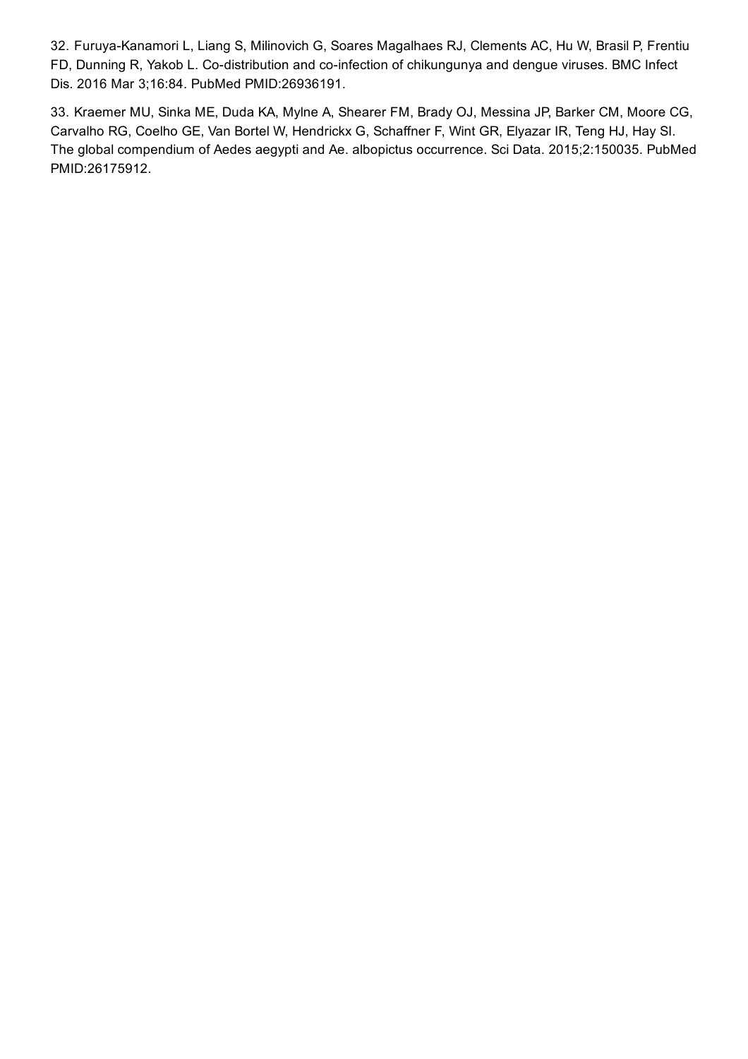32. Furuya-Kanamori L, Liang S, Milinovich G, Soares Magalhaes RJ, Clements AC, Hu W, Brasil P, Frentiu FD, Dunning R, Yakob L. Co-distribution and co-infection of chikungunya and dengue viruses. BMC Infect Dis. 2016 Mar 3;16:84. PubMed PMID:26936191.

33. Kraemer MU, Sinka ME, Duda KA, Mylne A, Shearer FM, Brady OJ, Messina JP, Barker CM, Moore CG, Carvalho RG, Coelho GE, Van Bortel W, Hendrickx G, Schaffner F, Wint GR, Elyazar IR, Teng HJ, Hay SI. The global compendium of Aedes aegypti and Ae. albopictus occurrence. Sci Data. 2015;2:150035. PubMed PMID:26175912.